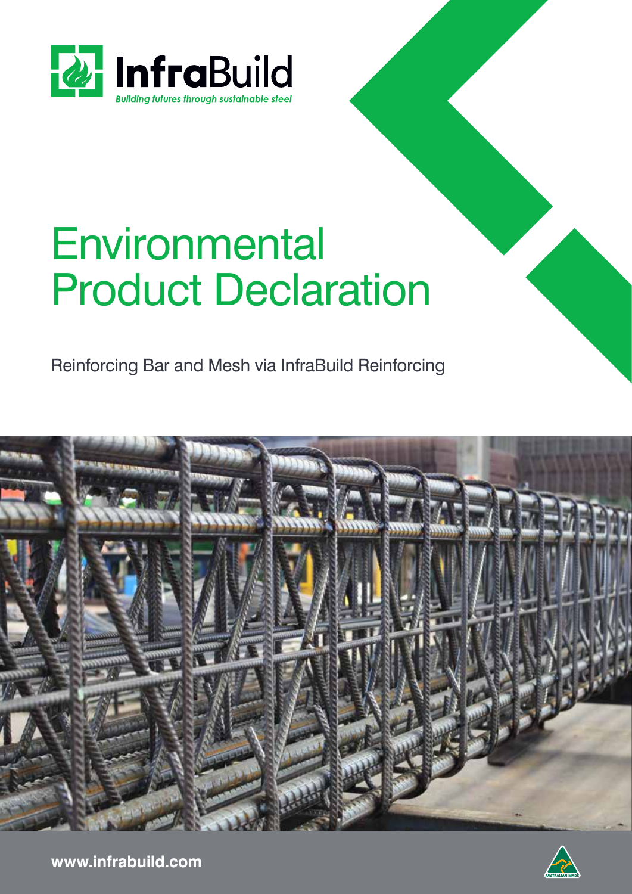InfraBuild

*Building futures through sustainable steel*

# Environmental Product Declaration

Reinforcing Bar and Mesh via InfraBuild Reinforcing

www.infrabuild.com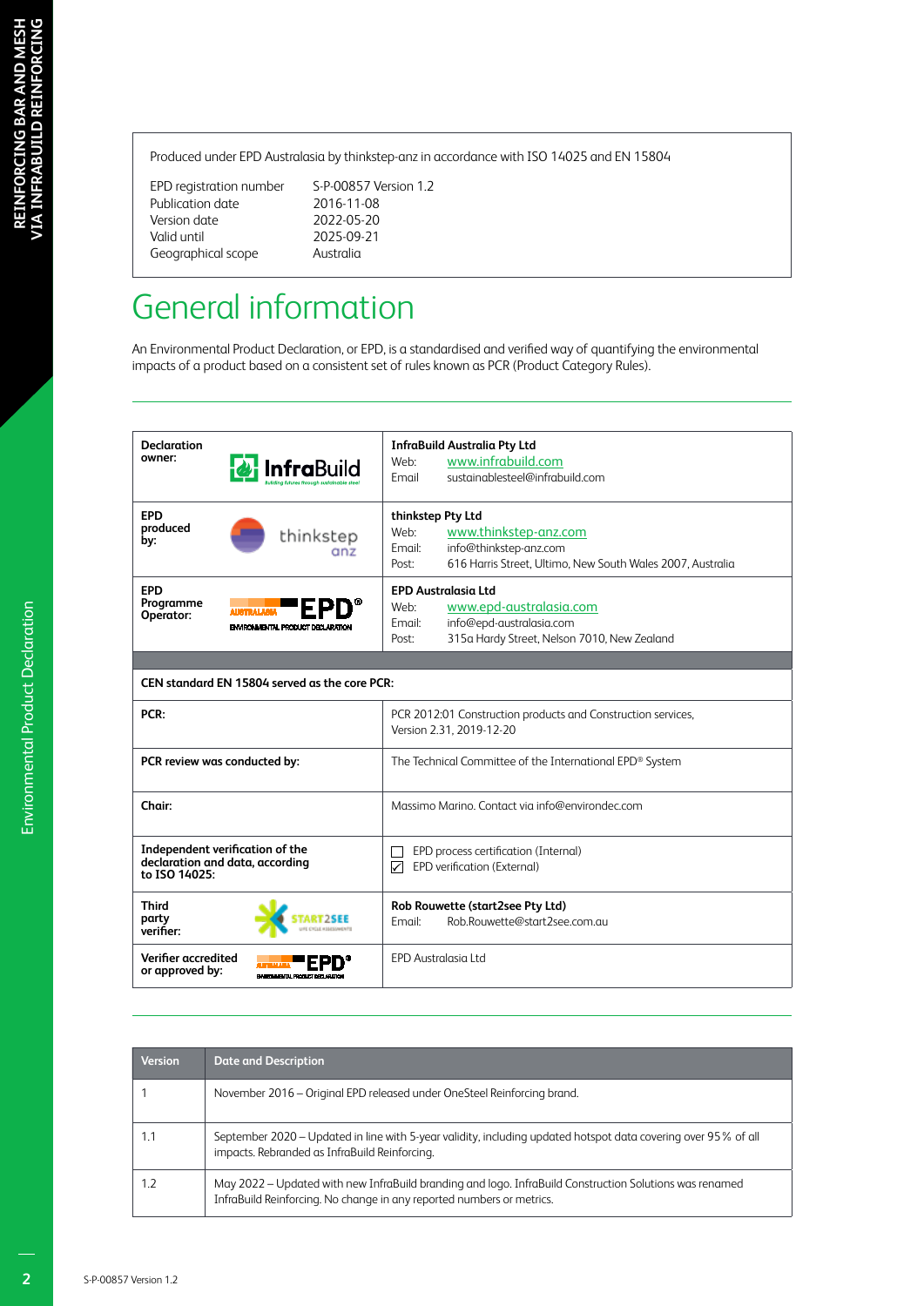Produced under EPD Australasia by thinkstep-anz in accordance with ISO 14025 and EN 15804

| | |
|---|---|
| EPD registration number | S-P-00857 Version 1.2 |
| Publication date | 2016-11-08 |
| Version date | 2022-05-20 |
| Valid until | 2025-09-21 |
| Geographical scope | Australia |

# General information

An Environmental Product Declaration, or EPD, is a standardised and verified way of quantifying the environmental impacts of a product based on a consistent set of rules known as PCR (Product Category Rules).

| | |
|---|---|
| **Declaration owner:** | **InfraBuild Australia Pty Ltd**<br>Web: www.infrabuild.com<br>Email: sustainablesteel@infrabuild.com |
| **EPD produced by:** | **thinkstep Pty Ltd**<br>Web: www.thinkstep-anz.com<br>Email: info@thinkstep-anz.com<br>Post: 616 Harris Street, Ultimo, New South Wales 2007, Australia |
| **EPD Programme Operator:** | **EPD Australasia Ltd**<br>Web: www.epd-australasia.com<br>Email: info@epd-australasia.com<br>Post: 315a Hardy Street, Nelson 7010, New Zealand |
| **CEN standard EN 15804 served as the core PCR:** | |
| **PCR:** | PCR 2012:01 Construction products and Construction services, Version 2.31, 2019-12-20 |
| **PCR review was conducted by:** | The Technical Committee of the International EPD® System |
| **Chair:** | Massimo Marino. Contact via info@environdec.com |
| **Independent verification of the declaration and data, according to ISO 14025:** | ☐ EPD process certification (Internal)<br>☑ EPD verification (External) |
| **Third party verifier:** | **Rob Rouwette (start2see Pty Ltd)**<br>Email: Rob.Rouwette@start2see.com.au |
| **Verifier accredited or approved by:** | EPD Australasia Ltd |

| Version | Date and Description |
|---|---|
| 1 | November 2016 – Original EPD released under OneSteel Reinforcing brand. |
| 1.1 | September 2020 – Updated in line with 5-year validity, including updated hotspot data covering over 95 % of all impacts. Rebranded as InfraBuild Reinforcing. |
| 1.2 | May 2022 – Updated with new InfraBuild branding and logo. InfraBuild Construction Solutions was renamed InfraBuild Reinforcing. No change in any reported numbers or metrics. |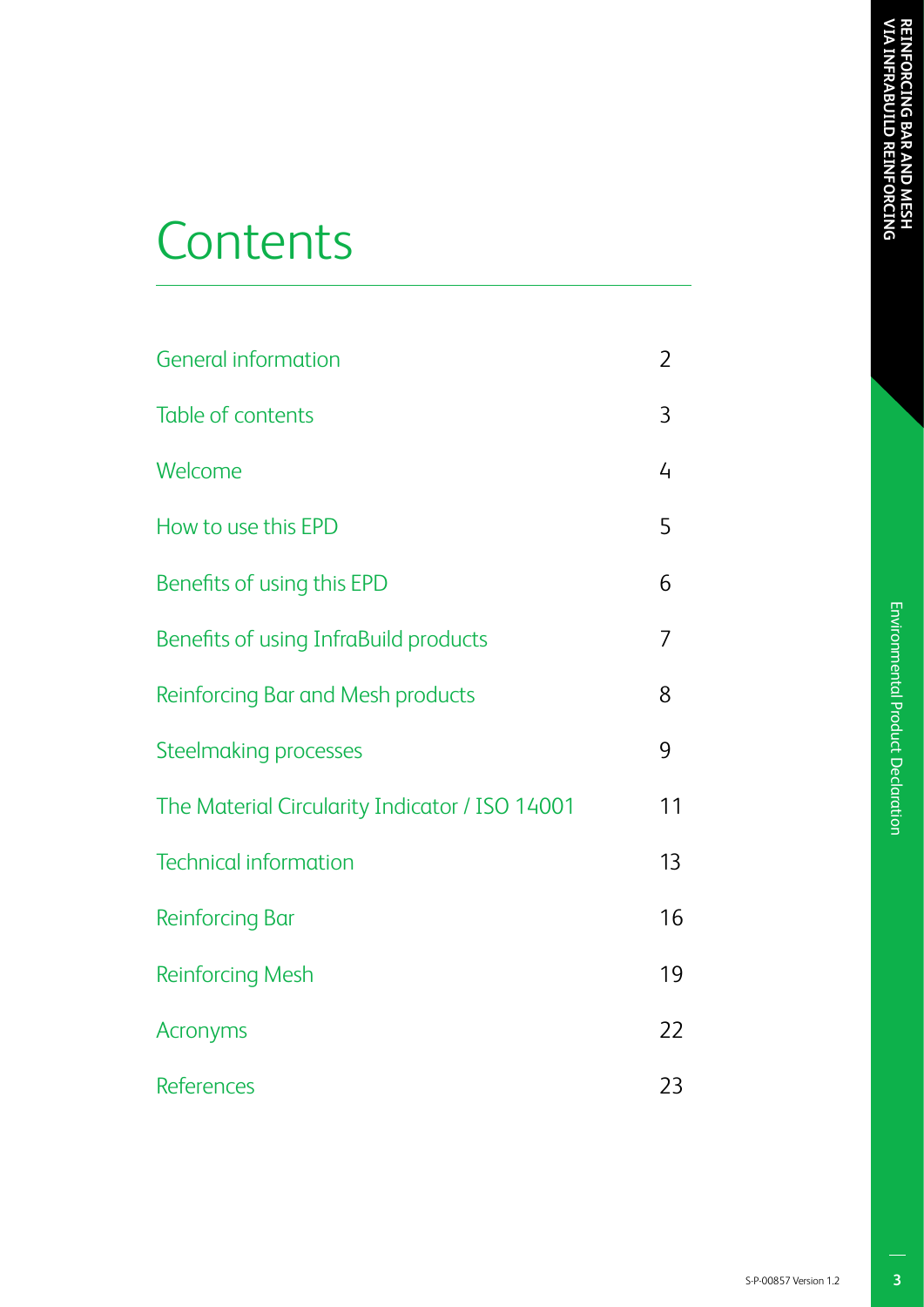# Contents

| | |
|---|---|
| General information | 2 |
| Table of contents | 3 |
| Welcome | 4 |
| How to use this EPD | 5 |
| Benefits of using this EPD | 6 |
| Benefits of using InfraBuild products | 7 |
| Reinforcing Bar and Mesh products | 8 |
| Steelmaking processes | 9 |
| The Material Circularity Indicator / ISO 14001 | 11 |
| Technical information | 13 |
| Reinforcing Bar | 16 |
| Reinforcing Mesh | 19 |
| Acronyms | 22 |
| References | 23 |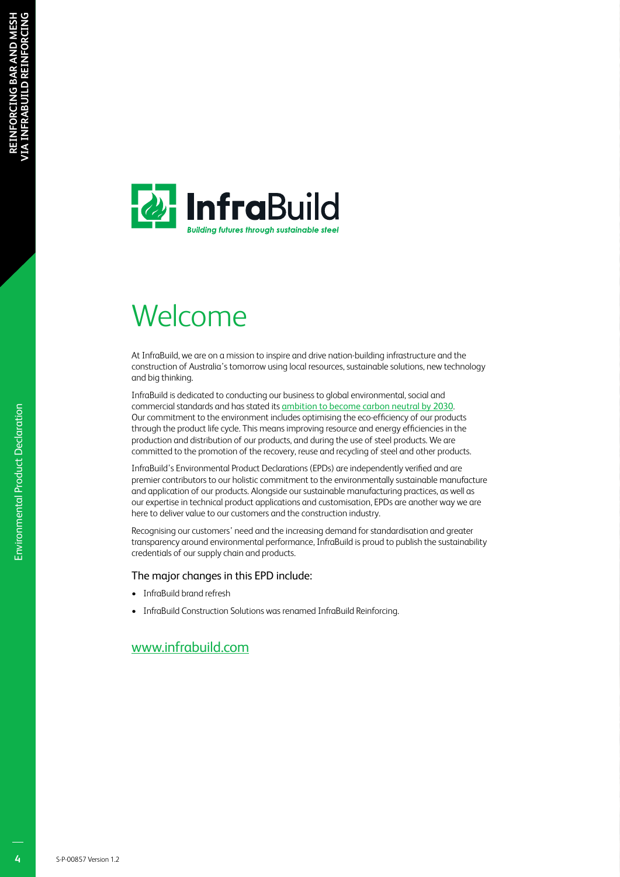InfraBuild

*Building futures through sustainable steel*

# Welcome

At InfraBuild, we are on a mission to inspire and drive nation-building infrastructure and the construction of Australia's tomorrow using local resources, sustainable solutions, new technology and big thinking.

InfraBuild is dedicated to conducting our business to global environmental, social and commercial standards and has stated its ambition to become carbon neutral by 2030. Our commitment to the environment includes optimising the eco-efficiency of our products through the product life cycle. This means improving resource and energy efficiencies in the production and distribution of our products, and during the use of steel products. We are committed to the promotion of the recovery, reuse and recycling of steel and other products.

InfraBuild's Environmental Product Declarations (EPDs) are independently verified and are premier contributors to our holistic commitment to the environmentally sustainable manufacture and application of our products. Alongside our sustainable manufacturing practices, as well as our expertise in technical product applications and customisation, EPDs are another way we are here to deliver value to our customers and the construction industry.

Recognising our customers' need and the increasing demand for standardisation and greater transparency around environmental performance, InfraBuild is proud to publish the sustainability credentials of our supply chain and products.

### The major changes in this EPD include:

- InfraBuild brand refresh
- InfraBuild Construction Solutions was renamed InfraBuild Reinforcing.

www.infrabuild.com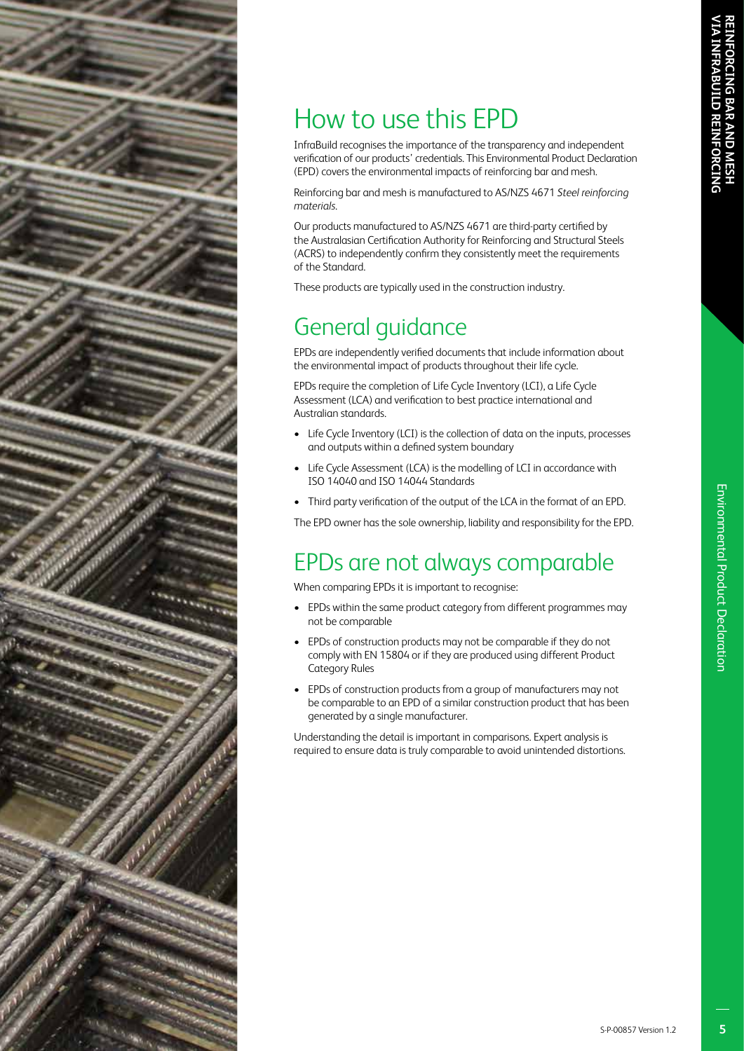# How to use this EPD

InfraBuild recognises the importance of the transparency and independent verification of our products' credentials. This Environmental Product Declaration (EPD) covers the environmental impacts of reinforcing bar and mesh.

Reinforcing bar and mesh is manufactured to AS/NZS 4671 *Steel reinforcing materials*.

Our products manufactured to AS/NZS 4671 are third-party certified by the Australasian Certification Authority for Reinforcing and Structural Steels (ACRS) to independently confirm they consistently meet the requirements of the Standard.

These products are typically used in the construction industry.

# General guidance

EPDs are independently verified documents that include information about the environmental impact of products throughout their life cycle.

EPDs require the completion of Life Cycle Inventory (LCI), a Life Cycle Assessment (LCA) and verification to best practice international and Australian standards.

- Life Cycle Inventory (LCI) is the collection of data on the inputs, processes and outputs within a defined system boundary
- Life Cycle Assessment (LCA) is the modelling of LCI in accordance with ISO 14040 and ISO 14044 Standards
- Third party verification of the output of the LCA in the format of an EPD.

The EPD owner has the sole ownership, liability and responsibility for the EPD.

# EPDs are not always comparable

When comparing EPDs it is important to recognise:

- EPDs within the same product category from different programmes may not be comparable
- EPDs of construction products may not be comparable if they do not comply with EN 15804 or if they are produced using different Product Category Rules
- EPDs of construction products from a group of manufacturers may not be comparable to an EPD of a similar construction product that has been generated by a single manufacturer.

Understanding the detail is important in comparisons. Expert analysis is required to ensure data is truly comparable to avoid unintended distortions.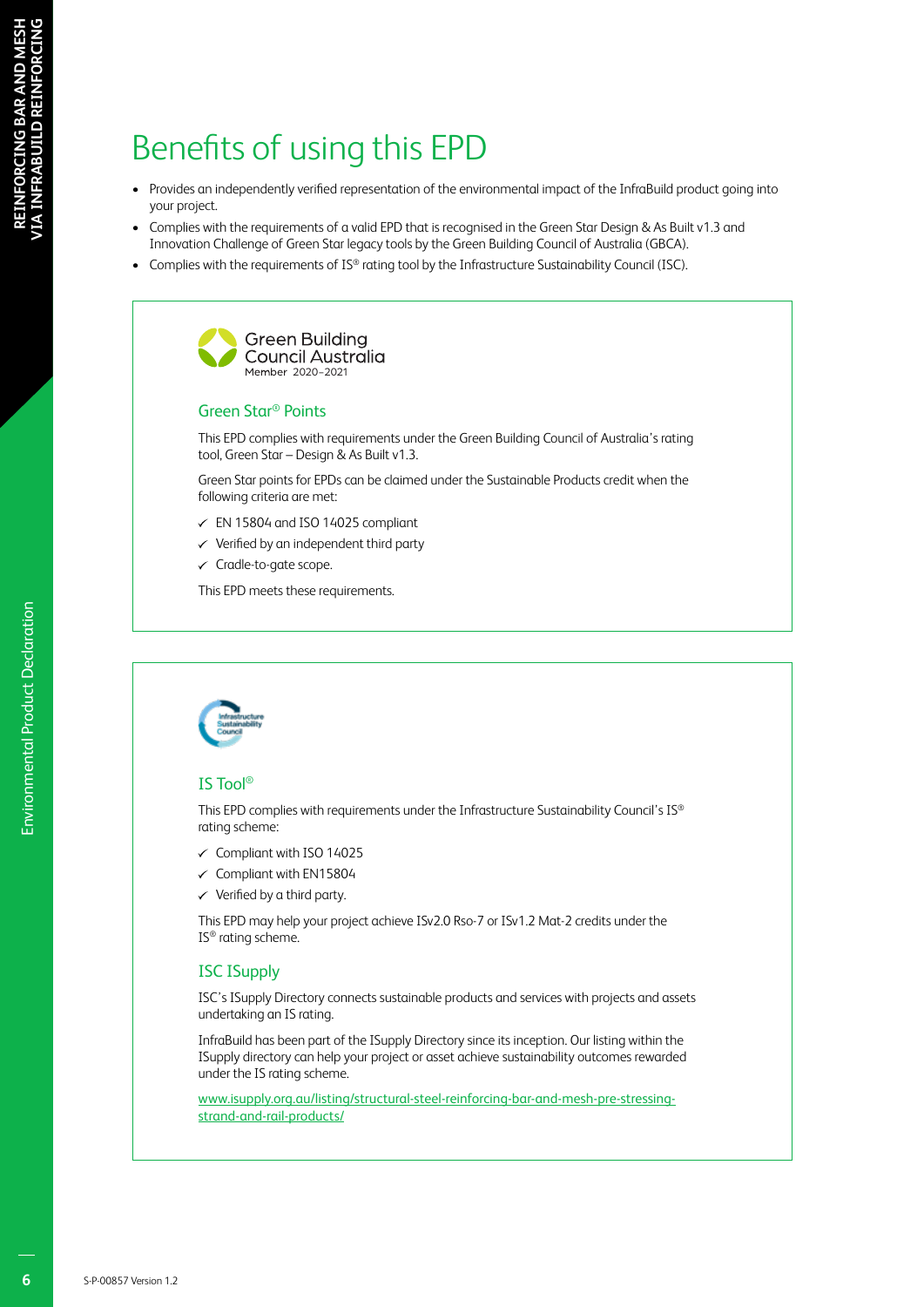# Benefits of using this EPD

- Provides an independently verified representation of the environmental impact of the InfraBuild product going into your project.
- Complies with the requirements of a valid EPD that is recognised in the Green Star Design & As Built v1.3 and Innovation Challenge of Green Star legacy tools by the Green Building Council of Australia (GBCA).
- Complies with the requirements of IS® rating tool by the Infrastructure Sustainability Council (ISC).

Green Building Council Australia
Member 2020–2021

## Green Star® Points

This EPD complies with requirements under the Green Building Council of Australia's rating tool, Green Star – Design & As Built v1.3.

Green Star points for EPDs can be claimed under the Sustainable Products credit when the following criteria are met:

- ✓ EN 15804 and ISO 14025 compliant
- ✓ Verified by an independent third party
- ✓ Cradle-to-gate scope.

This EPD meets these requirements.

Infrastructure Sustainability Council

## IS Tool®

This EPD complies with requirements under the Infrastructure Sustainability Council's IS® rating scheme:

- ✓ Compliant with ISO 14025
- ✓ Compliant with EN15804
- ✓ Verified by a third party.

This EPD may help your project achieve ISv2.0 Rso-7 or ISv1.2 Mat-2 credits under the IS® rating scheme.

## ISC ISupply

ISC's ISupply Directory connects sustainable products and services with projects and assets undertaking an IS rating.

InfraBuild has been part of the ISupply Directory since its inception. Our listing within the ISupply directory can help your project or asset achieve sustainability outcomes rewarded under the IS rating scheme.

www.isupply.org.au/listing/structural-steel-reinforcing-bar-and-mesh-pre-stressing-strand-and-rail-products/

S-P-00857 Version 1.2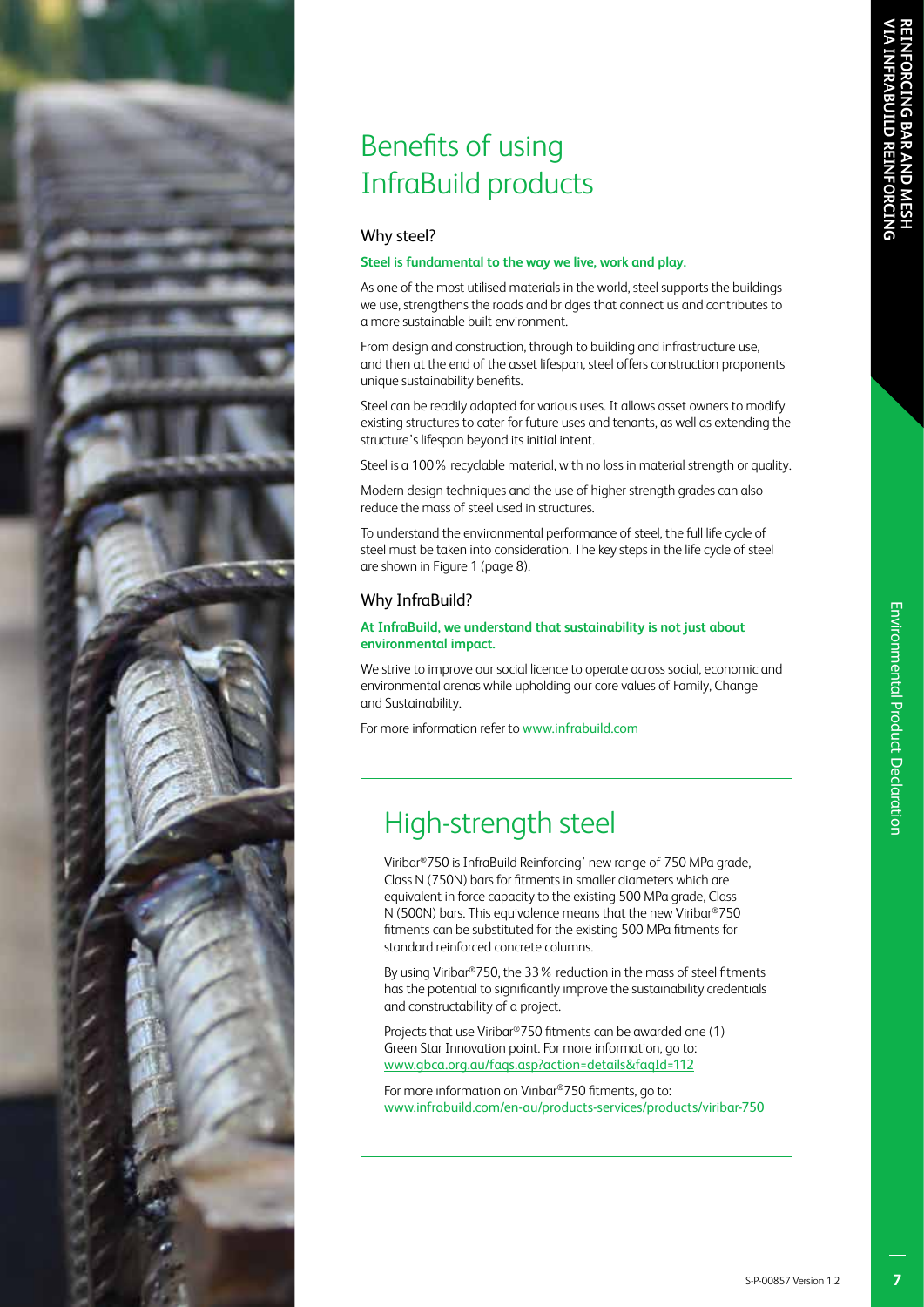# Benefits of using InfraBuild products

## Why steel?

**Steel is fundamental to the way we live, work and play.**

As one of the most utilised materials in the world, steel supports the buildings we use, strengthens the roads and bridges that connect us and contributes to a more sustainable built environment.

From design and construction, through to building and infrastructure use, and then at the end of the asset lifespan, steel offers construction proponents unique sustainability benefits.

Steel can be readily adapted for various uses. It allows asset owners to modify existing structures to cater for future uses and tenants, as well as extending the structure's lifespan beyond its initial intent.

Steel is a 100% recyclable material, with no loss in material strength or quality.

Modern design techniques and the use of higher strength grades can also reduce the mass of steel used in structures.

To understand the environmental performance of steel, the full life cycle of steel must be taken into consideration. The key steps in the life cycle of steel are shown in Figure 1 (page 8).

## Why InfraBuild?

**At InfraBuild, we understand that sustainability is not just about environmental impact.**

We strive to improve our social licence to operate across social, economic and environmental arenas while upholding our core values of Family, Change and Sustainability.

For more information refer to www.infrabuild.com

## High-strength steel

Viribar®750 is InfraBuild Reinforcing' new range of 750 MPa grade, Class N (750N) bars for fitments in smaller diameters which are equivalent in force capacity to the existing 500 MPa grade, Class N (500N) bars. This equivalence means that the new Viribar®750 fitments can be substituted for the existing 500 MPa fitments for standard reinforced concrete columns.

By using Viribar®750, the 33% reduction in the mass of steel fitments has the potential to significantly improve the sustainability credentials and constructability of a project.

Projects that use Viribar®750 fitments can be awarded one (1) Green Star Innovation point. For more information, go to: www.gbca.org.au/faqs.asp?action=details&faqId=112

For more information on Viribar®750 fitments, go to: www.infrabuild.com/en-au/products-services/products/viribar-750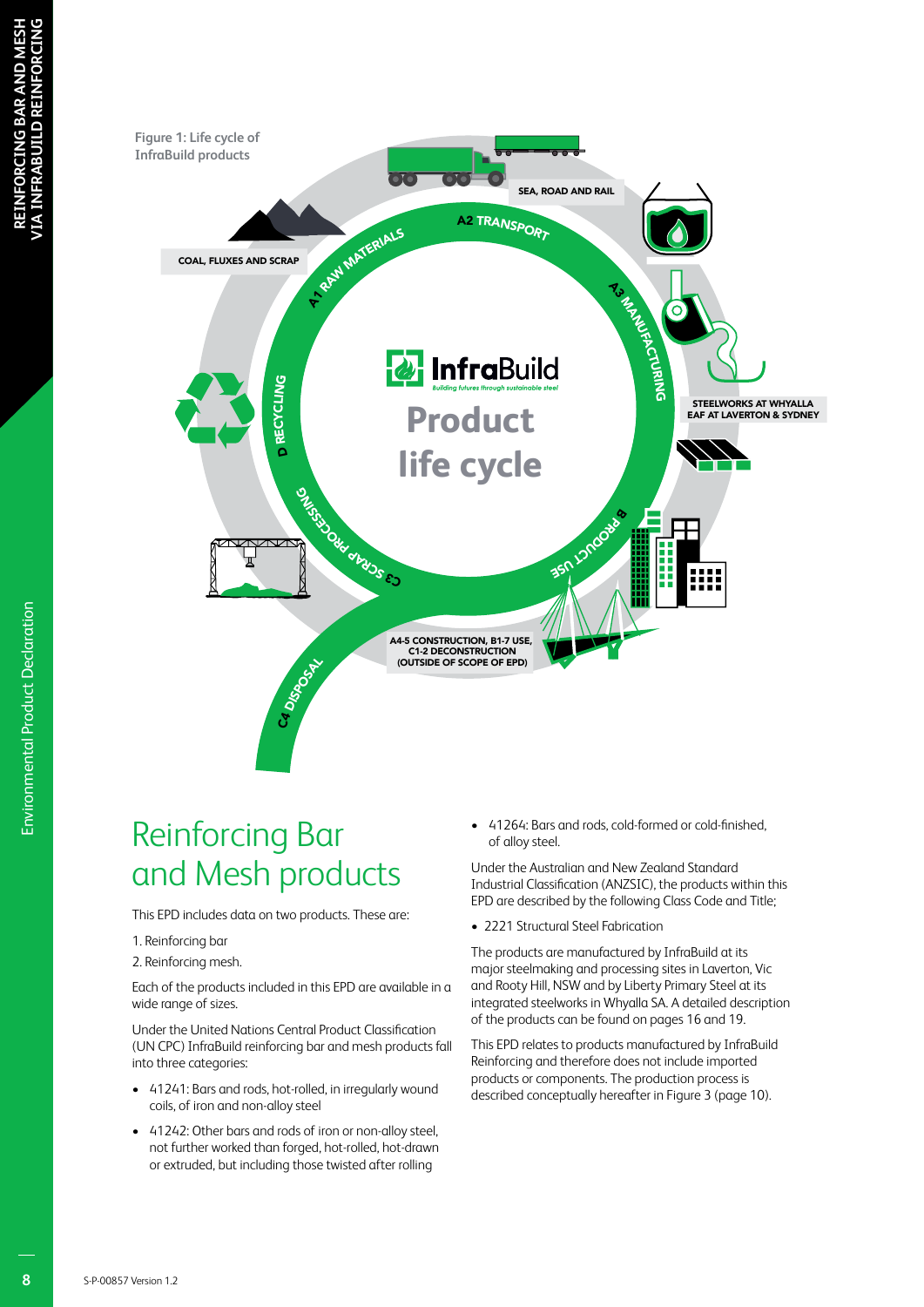Figure 1: Life cycle of InfraBuild products

SEA, ROAD AND RAIL

A2 TRANSPORT

COAL, FLUXES AND SCRAP

A1 RAW MATERIALS

A3 MANUFACTURING

STEELWORKS AT WHYALLA
EAF AT LAVERTON & SYDNEY

InfraBuild
Building futures through sustainable steel

Product life cycle

D RECYCLING

B PRODUCT USE

C3 SCRAP PROCESSING

A4-5 CONSTRUCTION, B1-7 USE, C1-2 DECONSTRUCTION (OUTSIDE OF SCOPE OF EPD)

C4 DISPOSAL

# Reinforcing Bar and Mesh products

This EPD includes data on two products. These are:

1. Reinforcing bar
2. Reinforcing mesh.

Each of the products included in this EPD are available in a wide range of sizes.

Under the United Nations Central Product Classification (UN CPC) InfraBuild reinforcing bar and mesh products fall into three categories:

- 41241: Bars and rods, hot-rolled, in irregularly wound coils, of iron and non-alloy steel
- 41242: Other bars and rods of iron or non-alloy steel, not further worked than forged, hot-rolled, hot-drawn or extruded, but including those twisted after rolling
- 41264: Bars and rods, cold-formed or cold-finished, of alloy steel.

Under the Australian and New Zealand Standard Industrial Classification (ANZSIC), the products within this EPD are described by the following Class Code and Title;

- 2221 Structural Steel Fabrication

The products are manufactured by InfraBuild at its major steelmaking and processing sites in Laverton, Vic and Rooty Hill, NSW and by Liberty Primary Steel at its integrated steelworks in Whyalla SA. A detailed description of the products can be found on pages 16 and 19.

This EPD relates to products manufactured by InfraBuild Reinforcing and therefore does not include imported products or components. The production process is described conceptually hereafter in Figure 3 (page 10).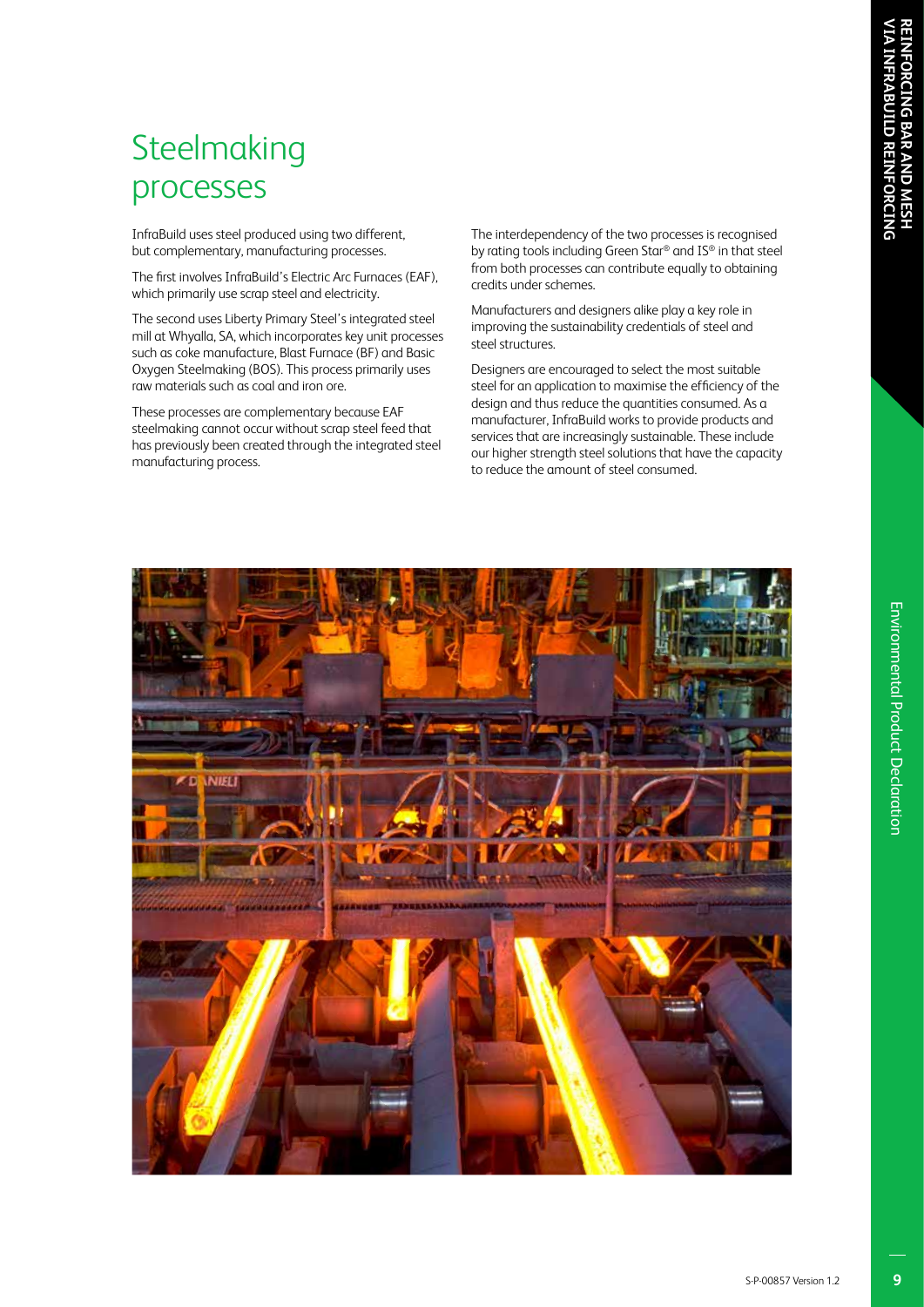# Steelmaking processes

InfraBuild uses steel produced using two different, but complementary, manufacturing processes.

The first involves InfraBuild's Electric Arc Furnaces (EAF), which primarily use scrap steel and electricity.

The second uses Liberty Primary Steel's integrated steel mill at Whyalla, SA, which incorporates key unit processes such as coke manufacture, Blast Furnace (BF) and Basic Oxygen Steelmaking (BOS). This process primarily uses raw materials such as coal and iron ore.

These processes are complementary because EAF steelmaking cannot occur without scrap steel feed that has previously been created through the integrated steel manufacturing process.

The interdependency of the two processes is recognised by rating tools including Green Star® and IS® in that steel from both processes can contribute equally to obtaining credits under schemes.

Manufacturers and designers alike play a key role in improving the sustainability credentials of steel and steel structures.

Designers are encouraged to select the most suitable steel for an application to maximise the efficiency of the design and thus reduce the quantities consumed. As a manufacturer, InfraBuild works to provide products and services that are increasingly sustainable. These include our higher strength steel solutions that have the capacity to reduce the amount of steel consumed.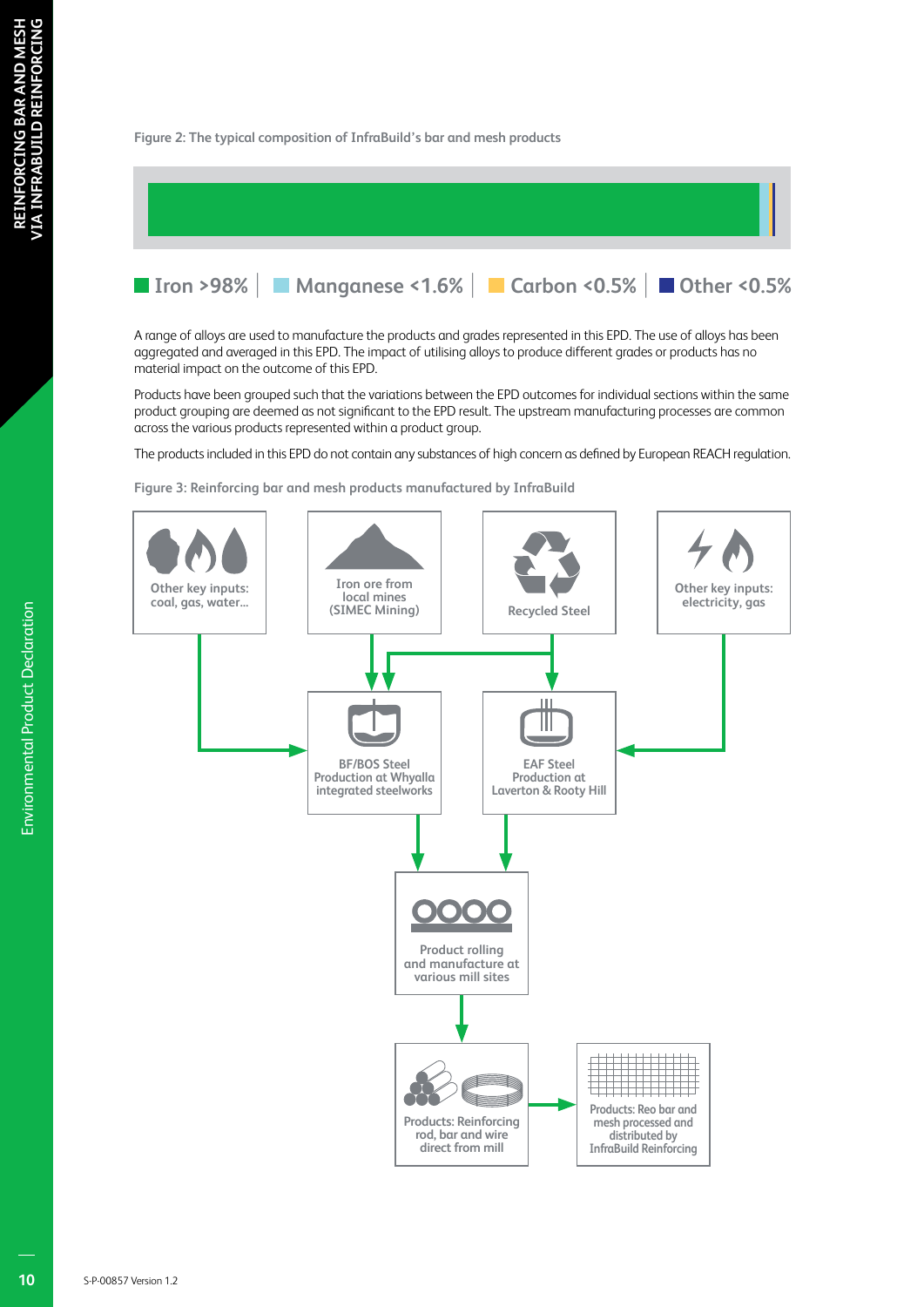Figure 2: The typical composition of InfraBuild's bar and mesh products

Iron >98% | Manganese <1.6% | Carbon <0.5% | Other <0.5%

A range of alloys are used to manufacture the products and grades represented in this EPD. The use of alloys has been aggregated and averaged in this EPD. The impact of utilising alloys to produce different grades or products has no material impact on the outcome of this EPD.

Products have been grouped such that the variations between the EPD outcomes for individual sections within the same product grouping are deemed as not significant to the EPD result. The upstream manufacturing processes are common across the various products represented within a product group.

The products included in this EPD do not contain any substances of high concern as defined by European REACH regulation.

Figure 3: Reinforcing bar and mesh products manufactured by InfraBuild

Other key inputs: coal, gas, water...

Iron ore from local mines (SIMEC Mining)

Recycled Steel

Other key inputs: electricity, gas

BF/BOS Steel Production at Whyalla integrated steelworks

EAF Steel Production at Laverton & Rooty Hill

Product rolling and manufacture at various mill sites

Products: Reinforcing rod, bar and wire direct from mill

Products: Reo bar and mesh processed and distributed by InfraBuild Reinforcing

S-P-00857 Version 1.2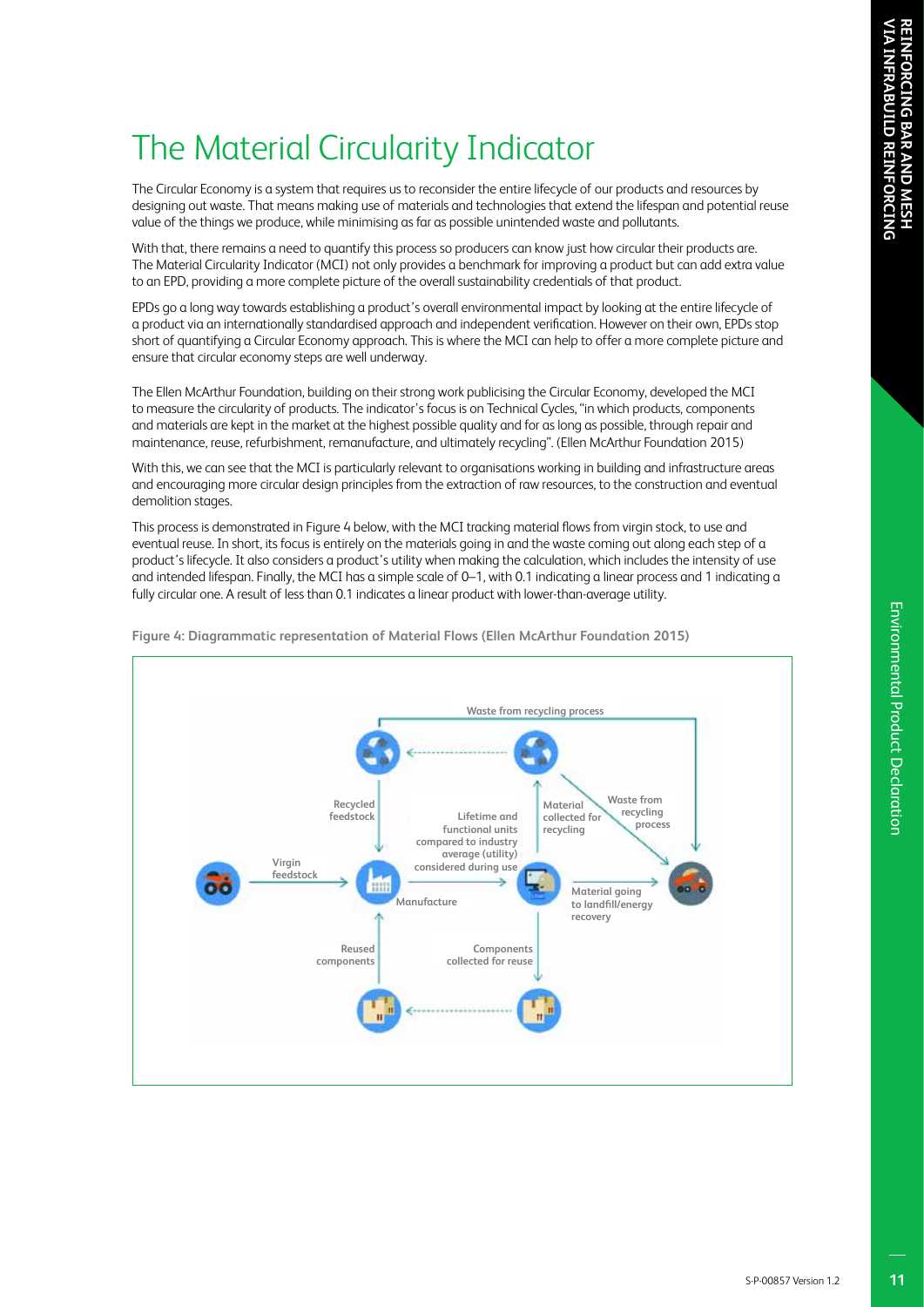# The Material Circularity Indicator

The Circular Economy is a system that requires us to reconsider the entire lifecycle of our products and resources by designing out waste. That means making use of materials and technologies that extend the lifespan and potential reuse value of the things we produce, while minimising as far as possible unintended waste and pollutants.

With that, there remains a need to quantify this process so producers can know just how circular their products are. The Material Circularity Indicator (MCI) not only provides a benchmark for improving a product but can add extra value to an EPD, providing a more complete picture of the overall sustainability credentials of that product.

EPDs go a long way towards establishing a product's overall environmental impact by looking at the entire lifecycle of a product via an internationally standardised approach and independent verification. However on their own, EPDs stop short of quantifying a Circular Economy approach. This is where the MCI can help to offer a more complete picture and ensure that circular economy steps are well underway.

The Ellen McArthur Foundation, building on their strong work publicising the Circular Economy, developed the MCI to measure the circularity of products. The indicator's focus is on Technical Cycles, "in which products, components and materials are kept in the market at the highest possible quality and for as long as possible, through repair and maintenance, reuse, refurbishment, remanufacture, and ultimately recycling". (Ellen McArthur Foundation 2015)

With this, we can see that the MCI is particularly relevant to organisations working in building and infrastructure areas and encouraging more circular design principles from the extraction of raw resources, to the construction and eventual demolition stages.

This process is demonstrated in Figure 4 below, with the MCI tracking material flows from virgin stock, to use and eventual reuse. In short, its focus is entirely on the materials going in and the waste coming out along each step of a product's lifecycle. It also considers a product's utility when making the calculation, which includes the intensity of use and intended lifespan. Finally, the MCI has a simple scale of 0–1, with 0.1 indicating a linear process and 1 indicating a fully circular one. A result of less than 0.1 indicates a linear product with lower-than-average utility.

**Figure 4: Diagrammatic representation of Material Flows (Ellen McArthur Foundation 2015)**

Waste from recycling process
Recycled feedstock
Lifetime and functional units compared to industry average (utility) considered during use
Material collected for recycling
Waste from recycling process
Virgin feedstock
Manufacture
Material going to landfill/energy recovery
Reused components
Components collected for reuse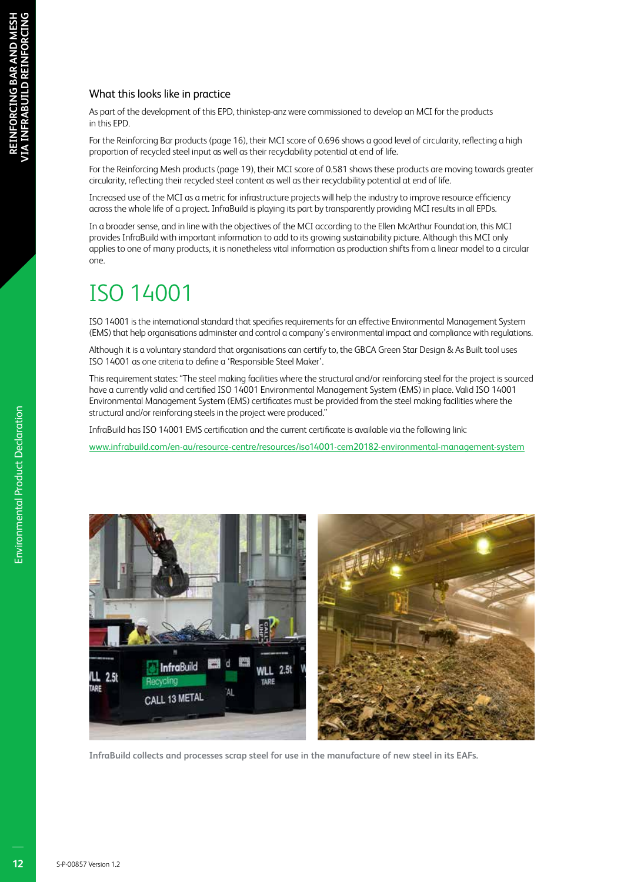### What this looks like in practice

As part of the development of this EPD, thinkstep-anz were commissioned to develop an MCI for the products in this EPD.

For the Reinforcing Bar products (page 16), their MCI score of 0.696 shows a good level of circularity, reflecting a high proportion of recycled steel input as well as their recyclability potential at end of life.

For the Reinforcing Mesh products (page 19), their MCI score of 0.581 shows these products are moving towards greater circularity, reflecting their recycled steel content as well as their recyclability potential at end of life.

Increased use of the MCI as a metric for infrastructure projects will help the industry to improve resource efficiency across the whole life of a project. InfraBuild is playing its part by transparently providing MCI results in all EPDs.

In a broader sense, and in line with the objectives of the MCI according to the Ellen McArthur Foundation, this MCI provides InfraBuild with important information to add to its growing sustainability picture. Although this MCI only applies to one of many products, it is nonetheless vital information as production shifts from a linear model to a circular one.

# ISO 14001

ISO 14001 is the international standard that specifies requirements for an effective Environmental Management System (EMS) that help organisations administer and control a company's environmental impact and compliance with regulations.

Although it is a voluntary standard that organisations can certify to, the GBCA Green Star Design & As Built tool uses ISO 14001 as one criteria to define a 'Responsible Steel Maker'.

This requirement states: "The steel making facilities where the structural and/or reinforcing steel for the project is sourced have a currently valid and certified ISO 14001 Environmental Management System (EMS) in place. Valid ISO 14001 Environmental Management System (EMS) certificates must be provided from the steel making facilities where the structural and/or reinforcing steels in the project were produced."

InfraBuild has ISO 14001 EMS certification and the current certificate is available via the following link:

www.infrabuild.com/en-au/resource-centre/resources/iso14001-cem20182-environmental-management-system

InfraBuild collects and processes scrap steel for use in the manufacture of new steel in its EAFs.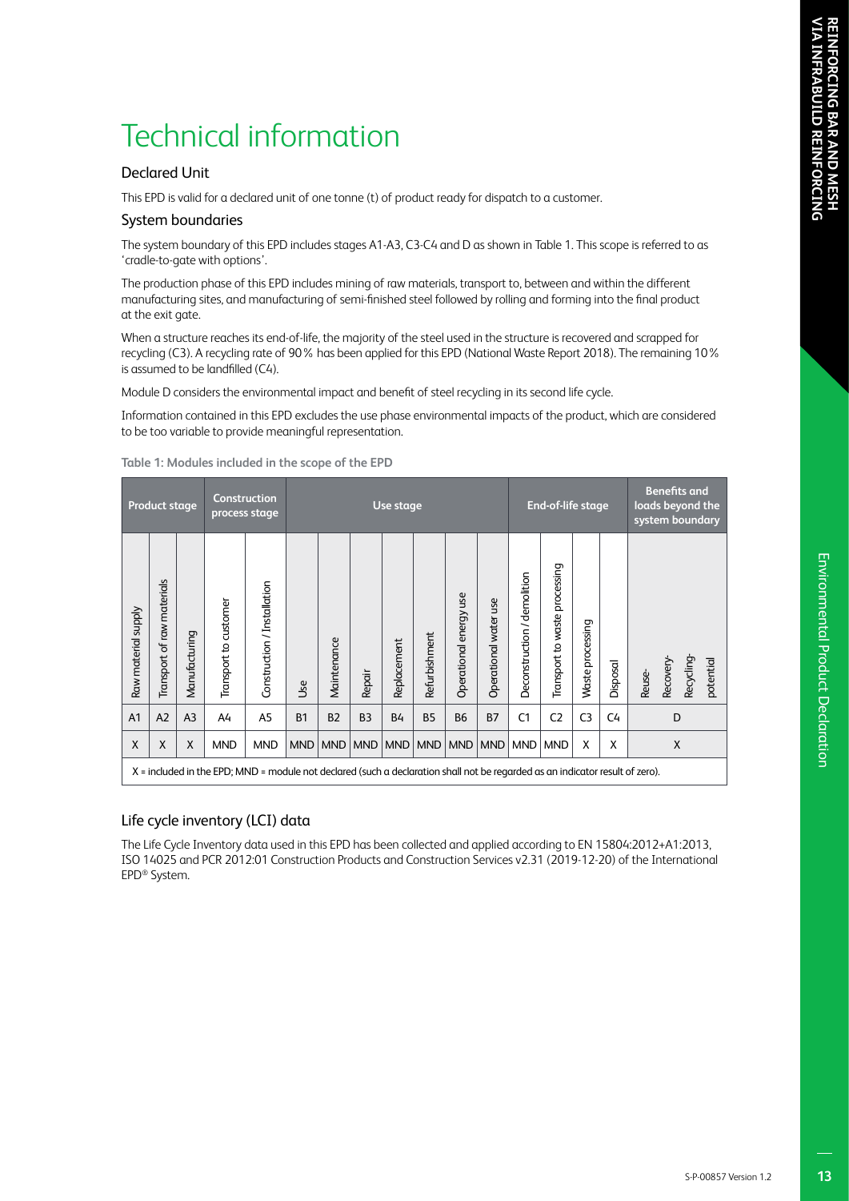# Technical information

## Declared Unit

This EPD is valid for a declared unit of one tonne (t) of product ready for dispatch to a customer.

## System boundaries

The system boundary of this EPD includes stages A1-A3, C3-C4 and D as shown in Table 1. This scope is referred to as 'cradle-to-gate with options'.

The production phase of this EPD includes mining of raw materials, transport to, between and within the different manufacturing sites, and manufacturing of semi-finished steel followed by rolling and forming into the final product at the exit gate.

When a structure reaches its end-of-life, the majority of the steel used in the structure is recovered and scrapped for recycling (C3). A recycling rate of 90% has been applied for this EPD (National Waste Report 2018). The remaining 10% is assumed to be landfilled (C4).

Module D considers the environmental impact and benefit of steel recycling in its second life cycle.

Information contained in this EPD excludes the use phase environmental impacts of the product, which are considered to be too variable to provide meaningful representation.

**Table 1: Modules included in the scope of the EPD**

| Product stage | | | Construction process stage | | Use stage | | | | | | | End-of-life stage | | | | Benefits and loads beyond the system boundary |
|---|---|---|---|---|---|---|---|---|---|---|---|---|---|---|---|---|
| Raw material supply | Transport of raw materials | Manufacturing | Transport to customer | Construction / Installation | Use | Maintenance | Repair | Replacement | Refurbishment | Operational energy use | Operational water use | Deconstruction / demolition | Transport to waste processing | Waste processing | Disposal | Reuse- Recovery- Recycling- potential |
| A1 | A2 | A3 | A4 | A5 | B1 | B2 | B3 | B4 | B5 | B6 | B7 | C1 | C2 | C3 | C4 | D |
| X | X | X | MND | MND | MND | MND | MND | MND | MND | MND | MND | MND | MND | X | X | X |

X = included in the EPD; MND = module not declared (such a declaration shall not be regarded as an indicator result of zero).

## Life cycle inventory (LCI) data

The Life Cycle Inventory data used in this EPD has been collected and applied according to EN 15804:2012+A1:2013, ISO 14025 and PCR 2012:01 Construction Products and Construction Services v2.31 (2019-12-20) of the International EPD® System.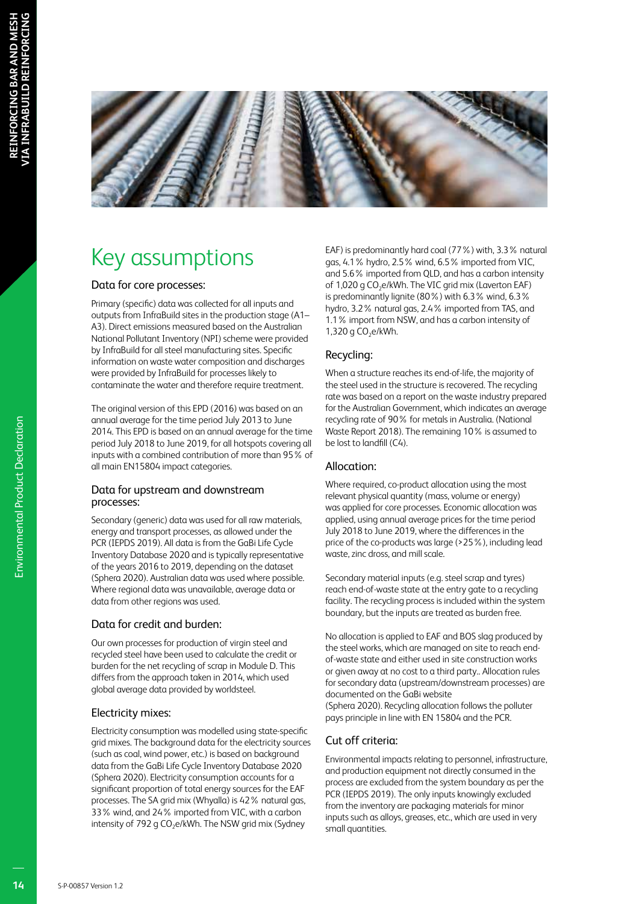# Key assumptions

### Data for core processes:

Primary (specific) data was collected for all inputs and outputs from InfraBuild sites in the production stage (A1–A3). Direct emissions measured based on the Australian National Pollutant Inventory (NPI) scheme were provided by InfraBuild for all steel manufacturing sites. Specific information on waste water composition and discharges were provided by InfraBuild for processes likely to contaminate the water and therefore require treatment.

The original version of this EPD (2016) was based on an annual average for the time period July 2013 to June 2014. This EPD is based on an annual average for the time period July 2018 to June 2019, for all hotspots covering all inputs with a combined contribution of more than 95 % of all main EN15804 impact categories.

### Data for upstream and downstream processes:

Secondary (generic) data was used for all raw materials, energy and transport processes, as allowed under the PCR (IEPDS 2019). All data is from the GaBi Life Cycle Inventory Database 2020 and is typically representative of the years 2016 to 2019, depending on the dataset (Sphera 2020). Australian data was used where possible. Where regional data was unavailable, average data or data from other regions was used.

### Data for credit and burden:

Our own processes for production of virgin steel and recycled steel have been used to calculate the credit or burden for the net recycling of scrap in Module D. This differs from the approach taken in 2014, which used global average data provided by worldsteel.

### Electricity mixes:

Electricity consumption was modelled using state-specific grid mixes. The background data for the electricity sources (such as coal, wind power, etc.) is based on background data from the GaBi Life Cycle Inventory Database 2020 (Sphera 2020). Electricity consumption accounts for a significant proportion of total energy sources for the EAF processes. The SA grid mix (Whyalla) is 42 % natural gas, 33 % wind, and 24 % imported from VIC, with a carbon intensity of 792 g $CO_2$e/kWh. The NSW grid mix (Sydney EAF) is predominantly hard coal (77 %) with, 3.3 % natural gas, 4.1 % hydro, 2.5 % wind, 6.5 % imported from VIC, and 5.6 % imported from QLD, and has a carbon intensity of 1,020 g $CO_2$e/kWh. The VIC grid mix (Laverton EAF) is predominantly lignite (80 %) with 6.3 % wind, 6.3 % hydro, 3.2 % natural gas, 2.4% imported from TAS, and 1.1 % import from NSW, and has a carbon intensity of 1,320 g $CO_2$e/kWh.

### Recycling:

When a structure reaches its end-of-life, the majority of the steel used in the structure is recovered. The recycling rate was based on a report on the waste industry prepared for the Australian Government, which indicates an average recycling rate of 90 % for metals in Australia. (National Waste Report 2018). The remaining 10 % is assumed to be lost to landfill (C4).

### Allocation:

Where required, co-product allocation using the most relevant physical quantity (mass, volume or energy) was applied for core processes. Economic allocation was applied, using annual average prices for the time period July 2018 to June 2019, where the differences in the price of the co-products was large (>25 %), including lead waste, zinc dross, and mill scale.

Secondary material inputs (e.g. steel scrap and tyres) reach end-of-waste state at the entry gate to a recycling facility. The recycling process is included within the system boundary, but the inputs are treated as burden free.

No allocation is applied to EAF and BOS slag produced by the steel works, which are managed on site to reach end-of-waste state and either used in site construction works or given away at no cost to a third party.. Allocation rules for secondary data (upstream/downstream processes) are documented on the GaBi website
(Sphera 2020). Recycling allocation follows the polluter pays principle in line with EN 15804 and the PCR.

### Cut off criteria:

Environmental impacts relating to personnel, infrastructure, and production equipment not directly consumed in the process are excluded from the system boundary as per the PCR (IEPDS 2019). The only inputs knowingly excluded from the inventory are packaging materials for minor inputs such as alloys, greases, etc., which are used in very small quantities.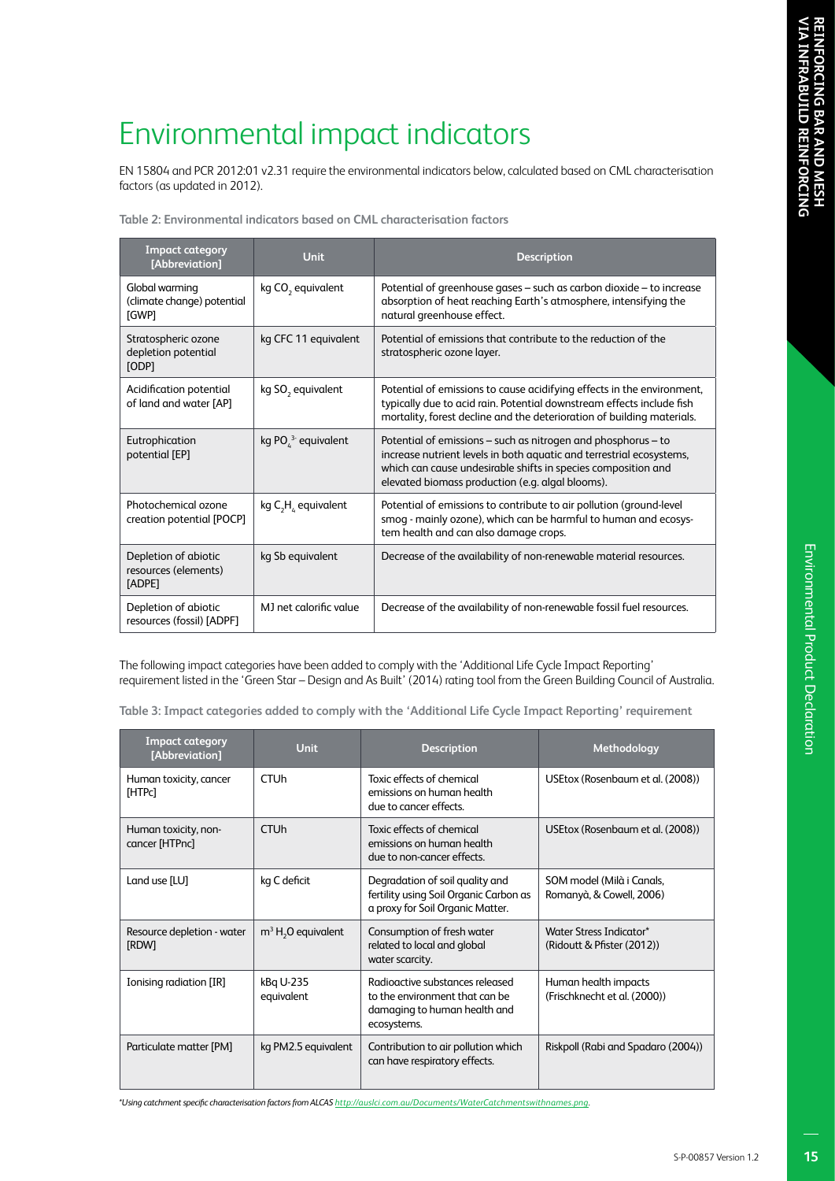# Environmental impact indicators

EN 15804 and PCR 2012:01 v2.31 require the environmental indicators below, calculated based on CML characterisation factors (as updated in 2012).

**Table 2: Environmental indicators based on CML characterisation factors**

| Impact category [Abbreviation] | Unit | Description |
|---|---|---|
| Global warming (climate change) potential [GWP] | kg $CO_2$ equivalent | Potential of greenhouse gases – such as carbon dioxide – to increase absorption of heat reaching Earth's atmosphere, intensifying the natural greenhouse effect. |
| Stratospheric ozone depletion potential [ODP] | kg CFC 11 equivalent | Potential of emissions that contribute to the reduction of the stratospheric ozone layer. |
| Acidification potential of land and water [AP] | kg $SO_2$ equivalent | Potential of emissions to cause acidifying effects in the environment, typically due to acid rain. Potential downstream effects include fish mortality, forest decline and the deterioration of building materials. |
| Eutrophication potential [EP] | kg $PO_4^{3-}$ equivalent | Potential of emissions – such as nitrogen and phosphorus – to increase nutrient levels in both aquatic and terrestrial ecosystems, which can cause undesirable shifts in species composition and elevated biomass production (e.g. algal blooms). |
| Photochemical ozone creation potential [POCP] | kg $C_2H_4$ equivalent | Potential of emissions to contribute to air pollution (ground-level smog - mainly ozone), which can be harmful to human and ecosystem health and can also damage crops. |
| Depletion of abiotic resources (elements) [ADPE] | kg Sb equivalent | Decrease of the availability of non-renewable material resources. |
| Depletion of abiotic resources (fossil) [ADPF] | MJ net calorific value | Decrease of the availability of non-renewable fossil fuel resources. |

The following impact categories have been added to comply with the 'Additional Life Cycle Impact Reporting' requirement listed in the 'Green Star – Design and As Built' (2014) rating tool from the Green Building Council of Australia.

**Table 3: Impact categories added to comply with the 'Additional Life Cycle Impact Reporting' requirement**

| Impact category [Abbreviation] | Unit | Description | Methodology |
|---|---|---|---|
| Human toxicity, cancer [HTPc] | CTUh | Toxic effects of chemical emissions on human health due to cancer effects. | USEtox (Rosenbaum et al. (2008)) |
| Human toxicity, non-cancer [HTPnc] | CTUh | Toxic effects of chemical emissions on human health due to non-cancer effects. | USEtox (Rosenbaum et al. (2008)) |
| Land use [LU] | kg C deficit | Degradation of soil quality and fertility using Soil Organic Carbon as a proxy for Soil Organic Matter. | SOM model (Milà i Canals, Romanyà, & Cowell, 2006) |
| Resource depletion - water [RDW] | $m^3$ $H_2O$ equivalent | Consumption of fresh water related to local and global water scarcity. | Water Stress Indicator* (Ridoutt & Pfister (2012)) |
| Ionising radiation [IR] | kBq U-235 equivalent | Radioactive substances released to the environment that can be damaging to human health and ecosystems. | Human health impacts (Frischknecht et al. (2000)) |
| Particulate matter [PM] | kg PM2.5 equivalent | Contribution to air pollution which can have respiratory effects. | Riskpoll (Rabi and Spadaro (2004)) |

*\*Using catchment specific characterisation factors from ALCAS http://auslci.com.au/Documents/WaterCatchmentswithnames.png.*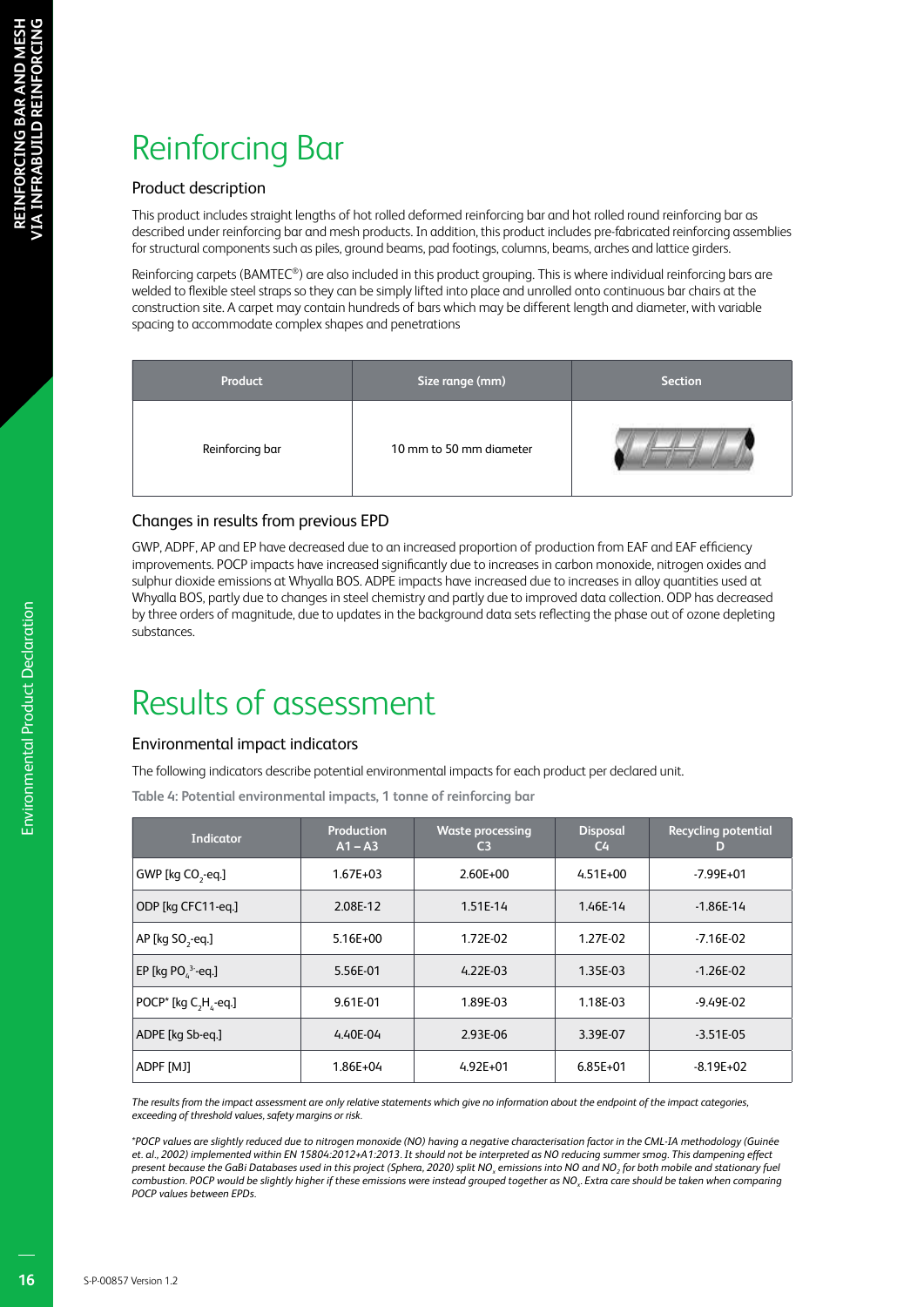# Reinforcing Bar

## Product description

This product includes straight lengths of hot rolled deformed reinforcing bar and hot rolled round reinforcing bar as described under reinforcing bar and mesh products. In addition, this product includes pre-fabricated reinforcing assemblies for structural components such as piles, ground beams, pad footings, columns, beams, arches and lattice girders.

Reinforcing carpets (BAMTEC®) are also included in this product grouping. This is where individual reinforcing bars are welded to flexible steel straps so they can be simply lifted into place and unrolled onto continuous bar chairs at the construction site. A carpet may contain hundreds of bars which may be different length and diameter, with variable spacing to accommodate complex shapes and penetrations

| Product | Size range (mm) | Section |
|---|---|---|
| Reinforcing bar | 10 mm to 50 mm diameter | |

## Changes in results from previous EPD

GWP, ADPF, AP and EP have decreased due to an increased proportion of production from EAF and EAF efficiency improvements. POCP impacts have increased significantly due to increases in carbon monoxide, nitrogen oxides and sulphur dioxide emissions at Whyalla BOS. ADPE impacts have increased due to increases in alloy quantities used at Whyalla BOS, partly due to changes in steel chemistry and partly due to improved data collection. ODP has decreased by three orders of magnitude, due to updates in the background data sets reflecting the phase out of ozone depleting substances.

# Results of assessment

## Environmental impact indicators

The following indicators describe potential environmental impacts for each product per declared unit.

**Table 4: Potential environmental impacts, 1 tonne of reinforcing bar**

| Indicator | Production A1 – A3 | Waste processing C3 | Disposal C4 | Recycling potential D |
|---|---|---|---|---|
| GWP [kg $CO_2$-eq.] | 1.67E+03 | 2.60E+00 | 4.51E+00 | -7.99E+01 |
| ODP [kg CFC11-eq.] | 2.08E-12 | 1.51E-14 | 1.46E-14 | -1.86E-14 |
| AP [kg $SO_2$-eq.] | 5.16E+00 | 1.72E-02 | 1.27E-02 | -7.16E-02 |
| EP [kg $PO_4^{3-}$-eq.] | 5.56E-01 | 4.22E-03 | 1.35E-03 | -1.26E-02 |
| POCP* [kg $C_2H_4$-eq.] | 9.61E-01 | 1.89E-03 | 1.18E-03 | -9.49E-02 |
| ADPE [kg Sb-eq.] | 4.40E-04 | 2.93E-06 | 3.39E-07 | -3.51E-05 |
| ADPF [MJ] | 1.86E+04 | 4.92E+01 | 6.85E+01 | -8.19E+02 |

*The results from the impact assessment are only relative statements which give no information about the endpoint of the impact categories, exceeding of threshold values, safety margins or risk.*

*\*POCP values are slightly reduced due to nitrogen monoxide (NO) having a negative characterisation factor in the CML-IA methodology (Guinée et. al., 2002) implemented within EN 15804:2012+A1:2013. It should not be interpreted as NO reducing summer smog. This dampening effect present because the GaBi Databases used in this project (Sphera, 2020) split $NO_x$ emissions into NO and $NO_2$ for both mobile and stationary fuel combustion. POCP would be slightly higher if these emissions were instead grouped together as $NO_x$. Extra care should be taken when comparing POCP values between EPDs.*

S-P-00857 Version 1.2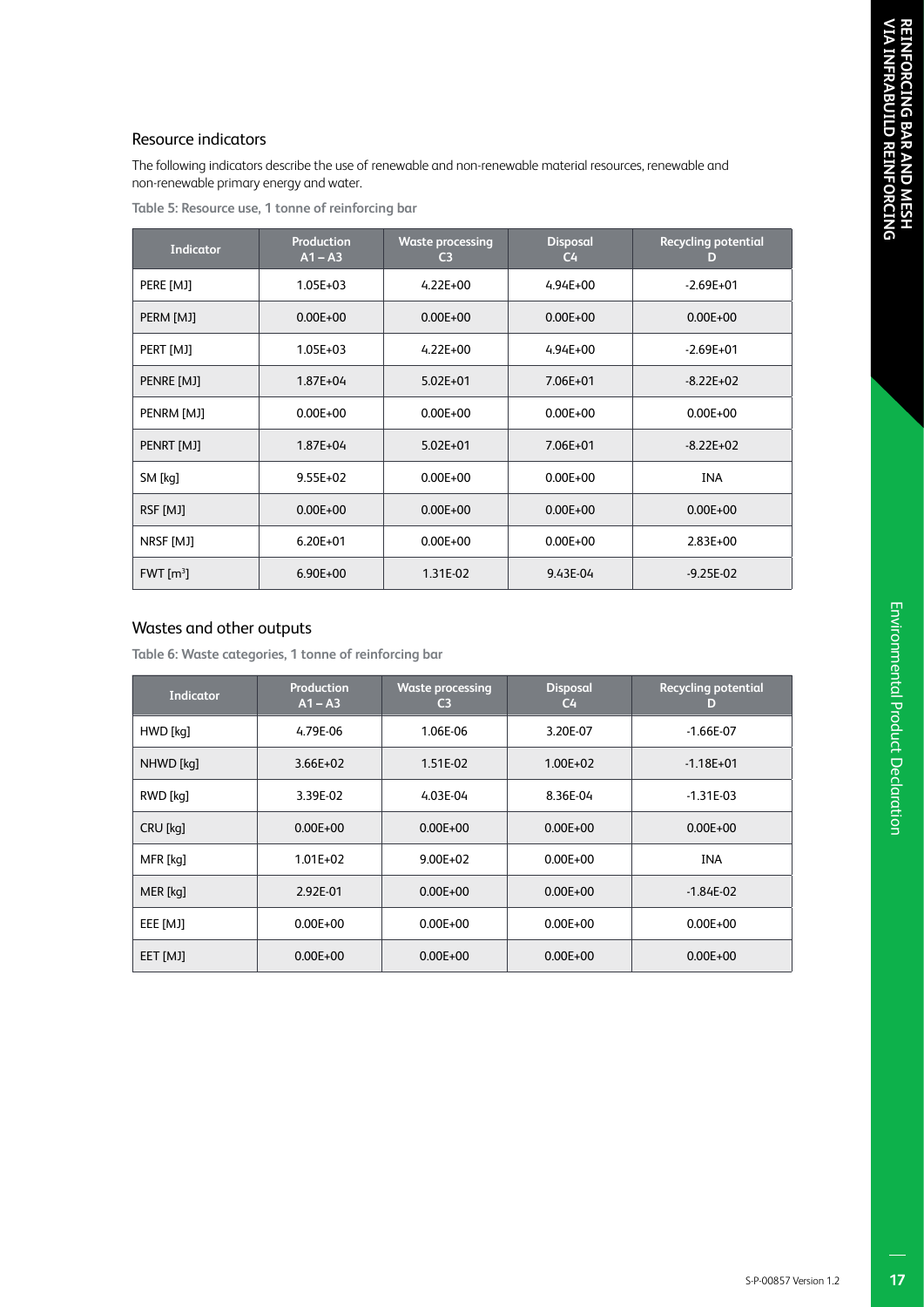## Resource indicators

The following indicators describe the use of renewable and non-renewable material resources, renewable and non-renewable primary energy and water.

**Table 5: Resource use, 1 tonne of reinforcing bar**

| Indicator | Production A1 – A3 | Waste processing C3 | Disposal C4 | Recycling potential D |
|---|---|---|---|---|
| PERE [MJ] | 1.05E+03 | 4.22E+00 | 4.94E+00 | -2.69E+01 |
| PERM [MJ] | 0.00E+00 | 0.00E+00 | 0.00E+00 | 0.00E+00 |
| PERT [MJ] | 1.05E+03 | 4.22E+00 | 4.94E+00 | -2.69E+01 |
| PENRE [MJ] | 1.87E+04 | 5.02E+01 | 7.06E+01 | -8.22E+02 |
| PENRM [MJ] | 0.00E+00 | 0.00E+00 | 0.00E+00 | 0.00E+00 |
| PENRT [MJ] | 1.87E+04 | 5.02E+01 | 7.06E+01 | -8.22E+02 |
| SM [kg] | 9.55E+02 | 0.00E+00 | 0.00E+00 | INA |
| RSF [MJ] | 0.00E+00 | 0.00E+00 | 0.00E+00 | 0.00E+00 |
| NRSF [MJ] | 6.20E+01 | 0.00E+00 | 0.00E+00 | 2.83E+00 |
| FWT [$m^3$] | 6.90E+00 | 1.31E-02 | 9.43E-04 | -9.25E-02 |

## Wastes and other outputs

**Table 6: Waste categories, 1 tonne of reinforcing bar**

| Indicator | Production A1 – A3 | Waste processing C3 | Disposal C4 | Recycling potential D |
|---|---|---|---|---|
| HWD [kg] | 4.79E-06 | 1.06E-06 | 3.20E-07 | -1.66E-07 |
| NHWD [kg] | 3.66E+02 | 1.51E-02 | 1.00E+02 | -1.18E+01 |
| RWD [kg] | 3.39E-02 | 4.03E-04 | 8.36E-04 | -1.31E-03 |
| CRU [kg] | 0.00E+00 | 0.00E+00 | 0.00E+00 | 0.00E+00 |
| MFR [kg] | 1.01E+02 | 9.00E+02 | 0.00E+00 | INA |
| MER [kg] | 2.92E-01 | 0.00E+00 | 0.00E+00 | -1.84E-02 |
| EEE [MJ] | 0.00E+00 | 0.00E+00 | 0.00E+00 | 0.00E+00 |
| EET [MJ] | 0.00E+00 | 0.00E+00 | 0.00E+00 | 0.00E+00 |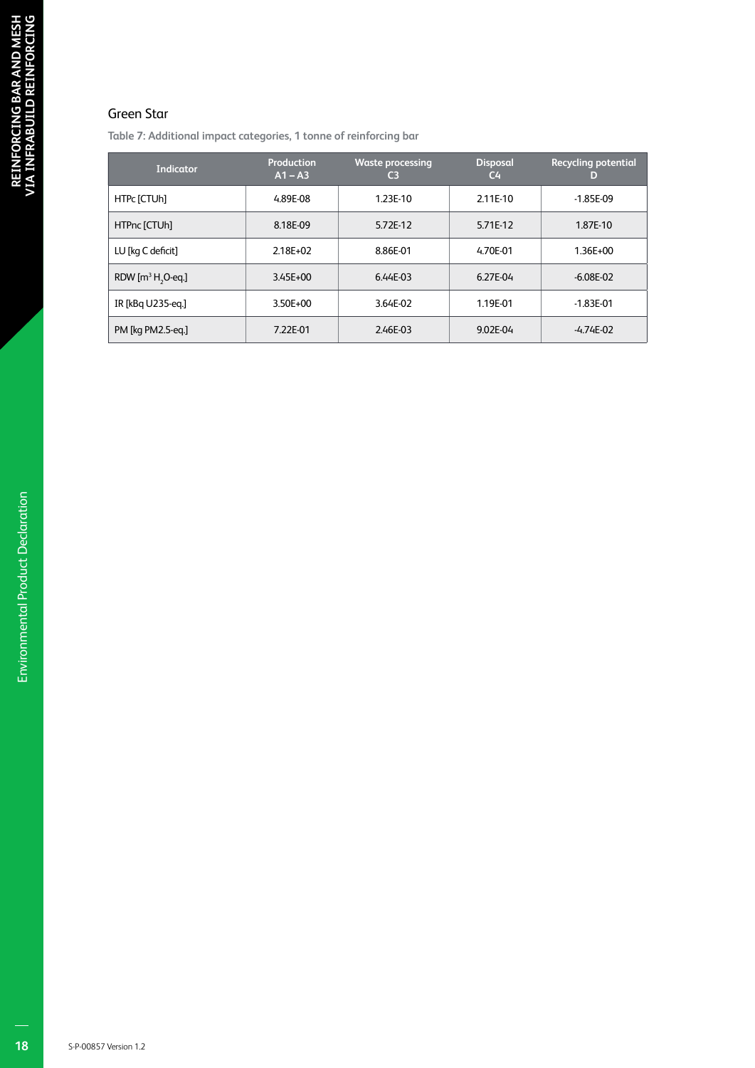## Green Star

Table 7: Additional impact categories, 1 tonne of reinforcing bar

| Indicator | Production A1 – A3 | Waste processing C3 | Disposal C4 | Recycling potential D |
|---|---|---|---|---|
| HTPc [CTUh] | 4.89E-08 | 1.23E-10 | 2.11E-10 | -1.85E-09 |
| HTPnc [CTUh] | 8.18E-09 | 5.72E-12 | 5.71E-12 | 1.87E-10 |
| LU [kg C deficit] | 2.18E+02 | 8.86E-01 | 4.70E-01 | 1.36E+00 |
| RDW [$m^3$ $H_2O$-eq.] | 3.45E+00 | 6.44E-03 | 6.27E-04 | -6.08E-02 |
| IR [kBq U235-eq.] | 3.50E+00 | 3.64E-02 | 1.19E-01 | -1.83E-01 |
| PM [kg PM2.5-eq.] | 7.22E-01 | 2.46E-03 | 9.02E-04 | -4.74E-02 |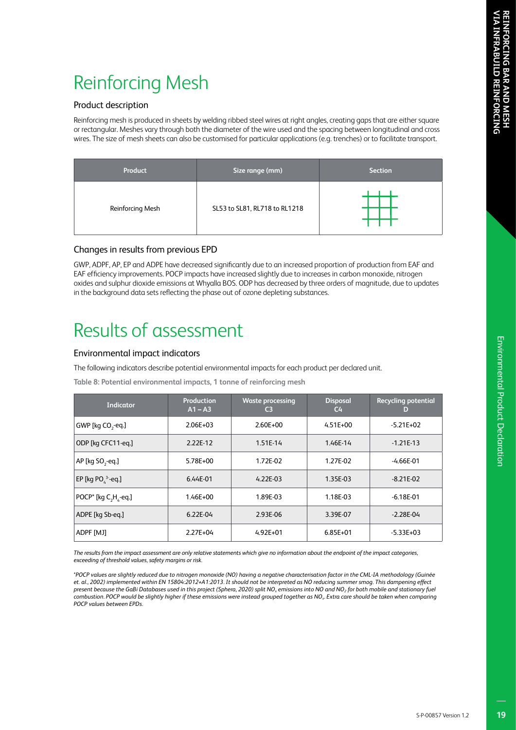# Reinforcing Mesh

## Product description

Reinforcing mesh is produced in sheets by welding ribbed steel wires at right angles, creating gaps that are either square or rectangular. Meshes vary through both the diameter of the wire used and the spacing between longitudinal and cross wires. The size of mesh sheets can also be customised for particular applications (e.g. trenches) or to facilitate transport.

| Product | Size range (mm) | Section |
| --- | --- | --- |
| Reinforcing Mesh | SL53 to SL81, RL718 to RL1218 | |

## Changes in results from previous EPD

GWP, ADPF, AP, EP and ADPE have decreased significantly due to an increased proportion of production from EAF and EAF efficiency improvements. POCP impacts have increased slightly due to increases in carbon monoxide, nitrogen oxides and sulphur dioxide emissions at Whyalla BOS. ODP has decreased by three orders of magnitude, due to updates in the background data sets reflecting the phase out of ozone depleting substances.

# Results of assessment

## Environmental impact indicators

The following indicators describe potential environmental impacts for each product per declared unit.

**Table 8: Potential environmental impacts, 1 tonne of reinforcing mesh**

| Indicator | Production A1 – A3 | Waste processing C3 | Disposal C4 | Recycling potential D |
| --- | --- | --- | --- | --- |
| GWP [kg $CO_2$-eq.] | 2.06E+03 | 2.60E+00 | 4.51E+00 | -5.21E+02 |
| ODP [kg CFC11-eq.] | 2.22E-12 | 1.51E-14 | 1.46E-14 | -1.21E-13 |
| AP [kg $SO_2$-eq.] | 5.78E+00 | 1.72E-02 | 1.27E-02 | -4.66E-01 |
| EP [kg $PO_4^{3-}$-eq.] | 6.44E-01 | 4.22E-03 | 1.35E-03 | -8.21E-02 |
| POCP* [kg $C_2H_4$-eq.] | 1.46E+00 | 1.89E-03 | 1.18E-03 | -6.18E-01 |
| ADPE [kg Sb-eq.] | 6.22E-04 | 2.93E-06 | 3.39E-07 | -2.28E-04 |
| ADPF [MJ] | 2.27E+04 | 4.92E+01 | 6.85E+01 | -5.33E+03 |

*The results from the impact assessment are only relative statements which give no information about the endpoint of the impact categories, exceeding of threshold values, safety margins or risk.*

*\*POCP values are slightly reduced due to nitrogen monoxide (NO) having a negative characterisation factor in the CML-IA methodology (Guinée et. al., 2002) implemented within EN 15804:2012+A1:2013. It should not be interpreted as NO reducing summer smog. This dampening effect present because the GaBi Databases used in this project (Sphera, 2020) split $NO_x$ emissions into NO and $NO_2$ for both mobile and stationary fuel combustion. POCP would be slightly higher if these emissions were instead grouped together as $NO_x$. Extra care should be taken when comparing POCP values between EPDs.*

S-P-00857 Version 1.2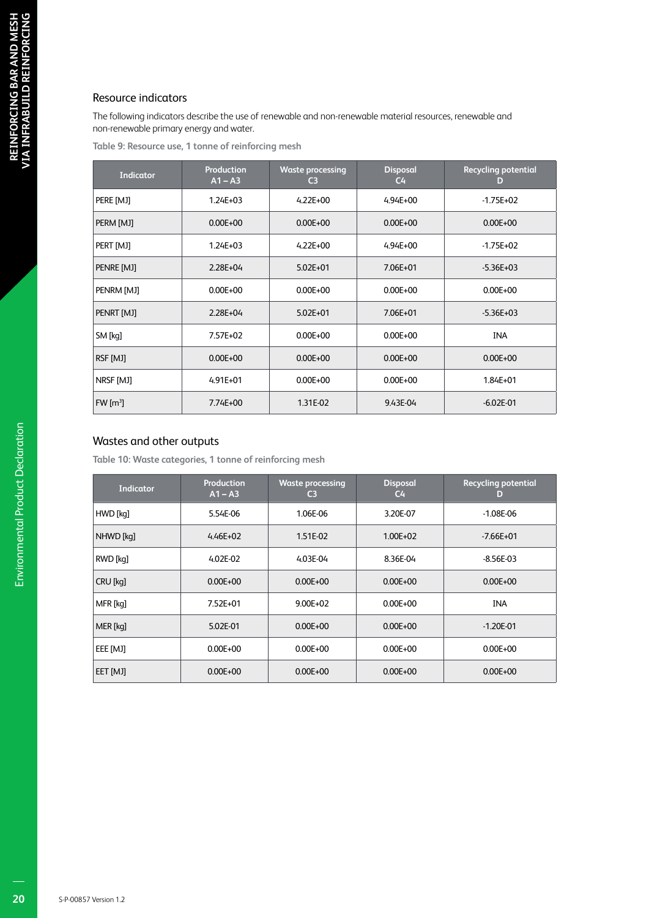## Resource indicators

The following indicators describe the use of renewable and non-renewable material resources, renewable and non-renewable primary energy and water.

Table 9: Resource use, 1 tonne of reinforcing mesh

| Indicator | Production A1 – A3 | Waste processing C3 | Disposal C4 | Recycling potential D |
|---|---|---|---|---|
| PERE [MJ] | 1.24E+03 | 4.22E+00 | 4.94E+00 | -1.75E+02 |
| PERM [MJ] | 0.00E+00 | 0.00E+00 | 0.00E+00 | 0.00E+00 |
| PERT [MJ] | 1.24E+03 | 4.22E+00 | 4.94E+00 | -1.75E+02 |
| PENRE [MJ] | 2.28E+04 | 5.02E+01 | 7.06E+01 | -5.36E+03 |
| PENRM [MJ] | 0.00E+00 | 0.00E+00 | 0.00E+00 | 0.00E+00 |
| PENRT [MJ] | 2.28E+04 | 5.02E+01 | 7.06E+01 | -5.36E+03 |
| SM [kg] | 7.57E+02 | 0.00E+00 | 0.00E+00 | INA |
| RSF [MJ] | 0.00E+00 | 0.00E+00 | 0.00E+00 | 0.00E+00 |
| NRSF [MJ] | 4.91E+01 | 0.00E+00 | 0.00E+00 | 1.84E+01 |
| FW [m³] | 7.74E+00 | 1.31E-02 | 9.43E-04 | -6.02E-01 |

## Wastes and other outputs

Table 10: Waste categories, 1 tonne of reinforcing mesh

| Indicator | Production A1 – A3 | Waste processing C3 | Disposal C4 | Recycling potential D |
|---|---|---|---|---|
| HWD [kg] | 5.54E-06 | 1.06E-06 | 3.20E-07 | -1.08E-06 |
| NHWD [kg] | 4.46E+02 | 1.51E-02 | 1.00E+02 | -7.66E+01 |
| RWD [kg] | 4.02E-02 | 4.03E-04 | 8.36E-04 | -8.56E-03 |
| CRU [kg] | 0.00E+00 | 0.00E+00 | 0.00E+00 | 0.00E+00 |
| MFR [kg] | 7.52E+01 | 9.00E+02 | 0.00E+00 | INA |
| MER [kg] | 5.02E-01 | 0.00E+00 | 0.00E+00 | -1.20E-01 |
| EEE [MJ] | 0.00E+00 | 0.00E+00 | 0.00E+00 | 0.00E+00 |
| EET [MJ] | 0.00E+00 | 0.00E+00 | 0.00E+00 | 0.00E+00 |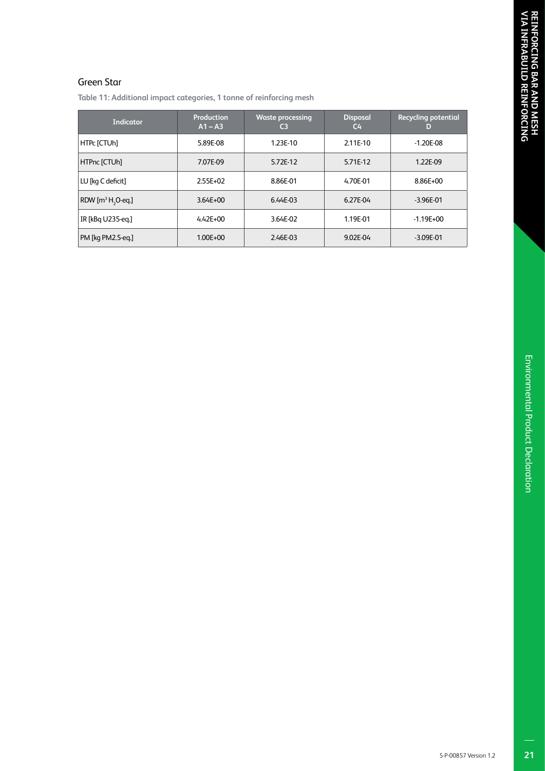## Green Star

**Table 11: Additional impact categories, 1 tonne of reinforcing mesh**

| Indicator | Production A1 – A3 | Waste processing C3 | Disposal C4 | Recycling potential D |
|---|---|---|---|---|
| HTPc [CTUh] | 5.89E-08 | 1.23E-10 | 2.11E-10 | -1.20E-08 |
| HTPnc [CTUh] | 7.07E-09 | 5.72E-12 | 5.71E-12 | 1.22E-09 |
| LU [kg C deficit] | 2.55E+02 | 8.86E-01 | 4.70E-01 | 8.86E+00 |
| RDW [$m^3$ $H_2O$-eq.] | 3.64E+00 | 6.44E-03 | 6.27E-04 | -3.96E-01 |
| IR [kBq U235-eq.] | 4.42E+00 | 3.64E-02 | 1.19E-01 | -1.19E+00 |
| PM [kg PM2.5-eq.] | 1.00E+00 | 2.46E-03 | 9.02E-04 | -3.09E-01 |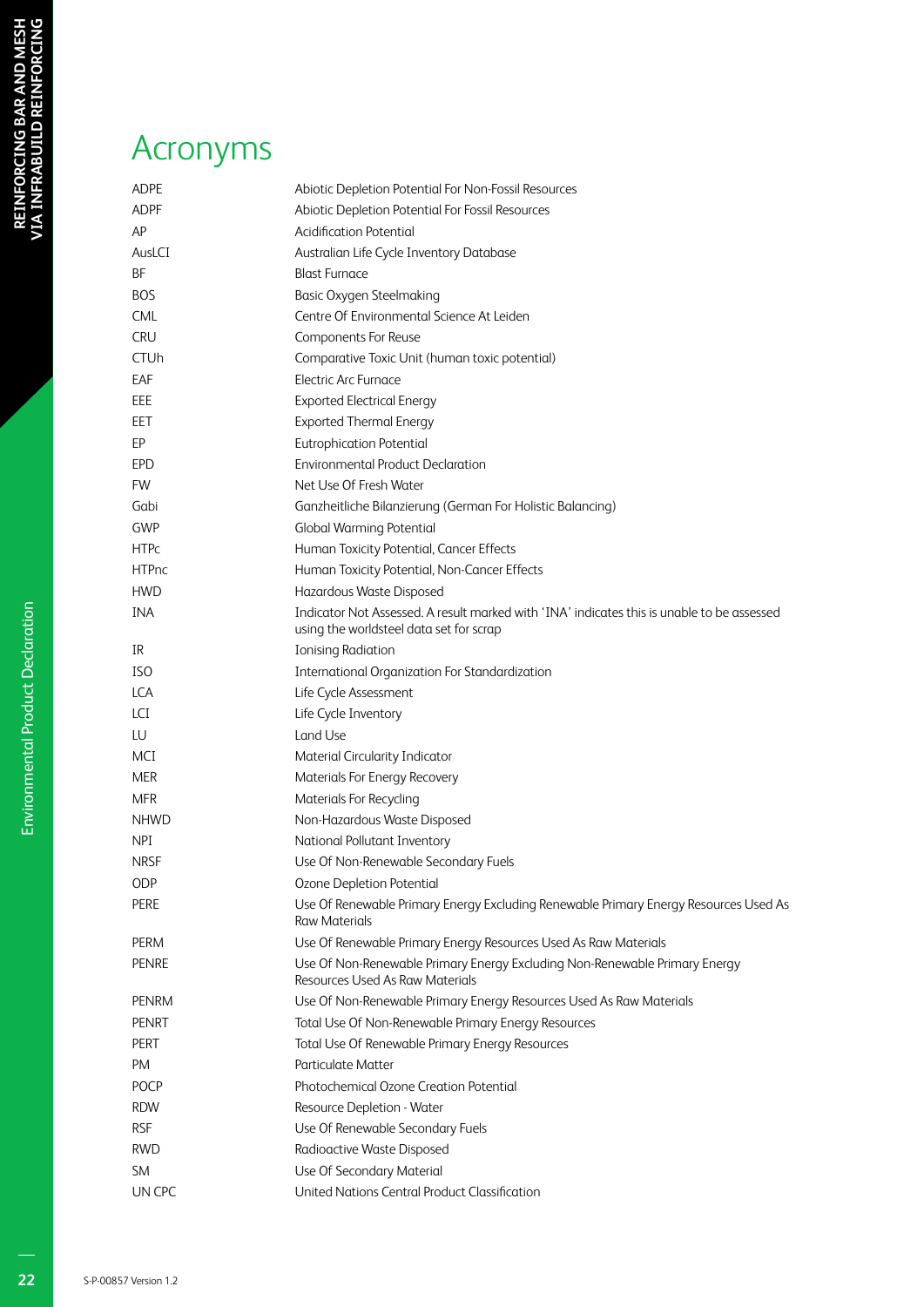# Acronyms

| | |
|---|---|
| ADPE | Abiotic Depletion Potential For Non-Fossil Resources |
| ADPF | Abiotic Depletion Potential For Fossil Resources |
| AP | Acidification Potential |
| AusLCI | Australian Life Cycle Inventory Database |
| BF | Blast Furnace |
| BOS | Basic Oxygen Steelmaking |
| CML | Centre Of Environmental Science At Leiden |
| CRU | Components For Reuse |
| CTUh | Comparative Toxic Unit (human toxic potential) |
| EAF | Electric Arc Furnace |
| EEE | Exported Electrical Energy |
| EET | Exported Thermal Energy |
| EP | Eutrophication Potential |
| EPD | Environmental Product Declaration |
| FW | Net Use Of Fresh Water |
| Gabi | Ganzheitliche Bilanzierung (German For Holistic Balancing) |
| GWP | Global Warming Potential |
| HTPc | Human Toxicity Potential, Cancer Effects |
| HTPnc | Human Toxicity Potential, Non-Cancer Effects |
| HWD | Hazardous Waste Disposed |
| INA | Indicator Not Assessed. A result marked with 'INA' indicates this is unable to be assessed using the worldsteel data set for scrap |
| IR | Ionising Radiation |
| ISO | International Organization For Standardization |
| LCA | Life Cycle Assessment |
| LCI | Life Cycle Inventory |
| LU | Land Use |
| MCI | Material Circularity Indicator |
| MER | Materials For Energy Recovery |
| MFR | Materials For Recycling |
| NHWD | Non-Hazardous Waste Disposed |
| NPI | National Pollutant Inventory |
| NRSF | Use Of Non-Renewable Secondary Fuels |
| ODP | Ozone Depletion Potential |
| PERE | Use Of Renewable Primary Energy Excluding Renewable Primary Energy Resources Used As Raw Materials |
| PERM | Use Of Renewable Primary Energy Resources Used As Raw Materials |
| PENRE | Use Of Non-Renewable Primary Energy Excluding Non-Renewable Primary Energy Resources Used As Raw Materials |
| PENRM | Use Of Non-Renewable Primary Energy Resources Used As Raw Materials |
| PENRT | Total Use Of Non-Renewable Primary Energy Resources |
| PERT | Total Use Of Renewable Primary Energy Resources |
| PM | Particulate Matter |
| POCP | Photochemical Ozone Creation Potential |
| RDW | Resource Depletion - Water |
| RSF | Use Of Renewable Secondary Fuels |
| RWD | Radioactive Waste Disposed |
| SM | Use Of Secondary Material |
| UN CPC | United Nations Central Product Classification |

S-P-00857 Version 1.2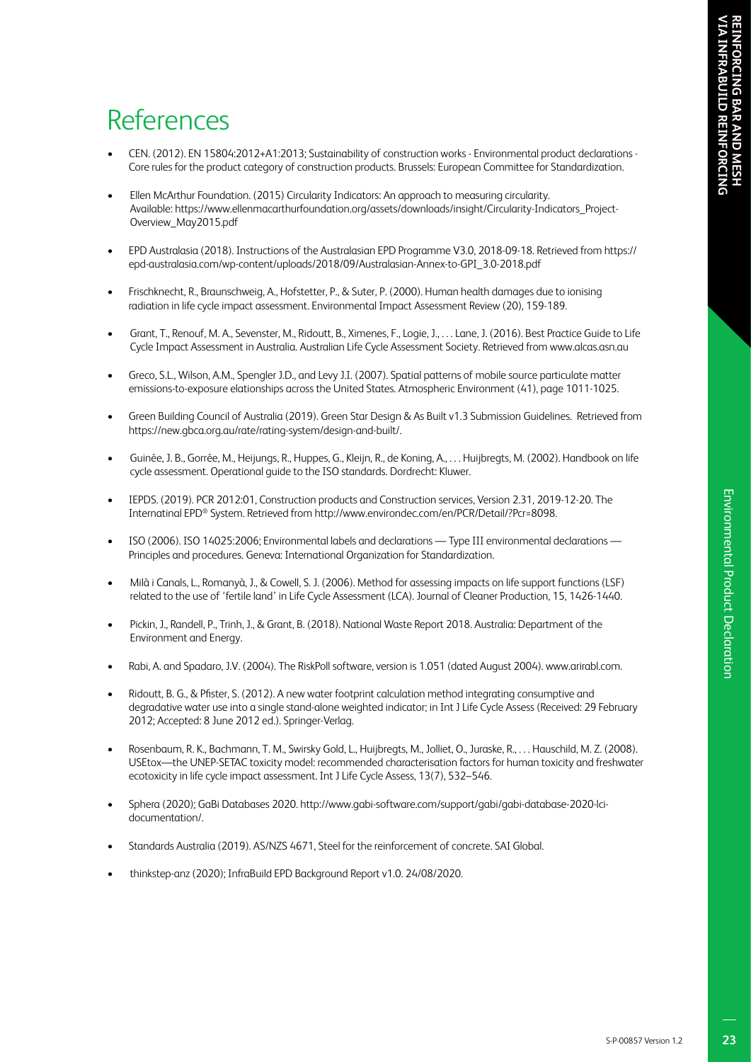# References

- CEN. (2012). EN 15804:2012+A1:2013; Sustainability of construction works - Environmental product declarations - Core rules for the product category of construction products. Brussels: European Committee for Standardization.
- Ellen McArthur Foundation. (2015) Circularity Indicators: An approach to measuring circularity. Available: https://www.ellenmacarthurfoundation.org/assets/downloads/insight/Circularity-Indicators_Project-Overview_May2015.pdf
- EPD Australasia (2018). Instructions of the Australasian EPD Programme V3.0, 2018-09-18. Retrieved from https://epd-australasia.com/wp-content/uploads/2018/09/Australasian-Annex-to-GPI_3.0-2018.pdf
- Frischknecht, R., Braunschweig, A., Hofstetter, P., & Suter, P. (2000). Human health damages due to ionising radiation in life cycle impact assessment. Environmental Impact Assessment Review (20), 159-189.
- Grant, T., Renouf, M. A., Sevenster, M., Ridoutt, B., Ximenes, F., Logie, J., . . . Lane, J. (2016). Best Practice Guide to Life Cycle Impact Assessment in Australia. Australian Life Cycle Assessment Society. Retrieved from www.alcas.asn.au
- Greco, S.L., Wilson, A.M., Spengler J.D., and Levy J.I. (2007). Spatial patterns of mobile source particulate matter emissions-to-exposure elationships across the United States. Atmospheric Environment (41), page 1011-1025.
- Green Building Council of Australia (2019). Green Star Design & As Built v1.3 Submission Guidelines. Retrieved from https://new.gbca.org.au/rate/rating-system/design-and-built/.
- Guinée, J. B., Gorrée, M., Heijungs, R., Huppes, G., Kleijn, R., de Koning, A., . . . Huijbregts, M. (2002). Handbook on life cycle assessment. Operational guide to the ISO standards. Dordrecht: Kluwer.
- IEPDS. (2019). PCR 2012:01, Construction products and Construction services, Version 2.31, 2019-12-20. The Internatinal EPD® System. Retrieved from http://www.environdec.com/en/PCR/Detail/?Pcr=8098.
- ISO (2006). ISO 14025:2006; Environmental labels and declarations — Type III environmental declarations — Principles and procedures. Geneva: International Organization for Standardization.
- Milà i Canals, L., Romanyà, J., & Cowell, S. J. (2006). Method for assessing impacts on life support functions (LSF) related to the use of 'fertile land' in Life Cycle Assessment (LCA). Journal of Cleaner Production, 15, 1426-1440.
- Pickin, J., Randell, P., Trinh, J., & Grant, B. (2018). National Waste Report 2018. Australia: Department of the Environment and Energy.
- Rabi, A. and Spadaro, J.V. (2004). The RiskPoll software, version is 1.051 (dated August 2004). www.arirabl.com.
- Ridoutt, B. G., & Pfister, S. (2012). A new water footprint calculation method integrating consumptive and degradative water use into a single stand-alone weighted indicator; in Int J Life Cycle Assess (Received: 29 February 2012; Accepted: 8 June 2012 ed.). Springer-Verlag.
- Rosenbaum, R. K., Bachmann, T. M., Swirsky Gold, L., Huijbregts, M., Jolliet, O., Juraske, R., . . . Hauschild, M. Z. (2008). USEtox—the UNEP-SETAC toxicity model: recommended characterisation factors for human toxicity and freshwater ecotoxicity in life cycle impact assessment. Int J Life Cycle Assess, 13(7), 532–546.
- Sphera (2020); GaBi Databases 2020. http://www.gabi-software.com/support/gabi/gabi-database-2020-lci-documentation/.
- Standards Australia (2019). AS/NZS 4671, Steel for the reinforcement of concrete. SAI Global.
- thinkstep-anz (2020); InfraBuild EPD Background Report v1.0. 24/08/2020.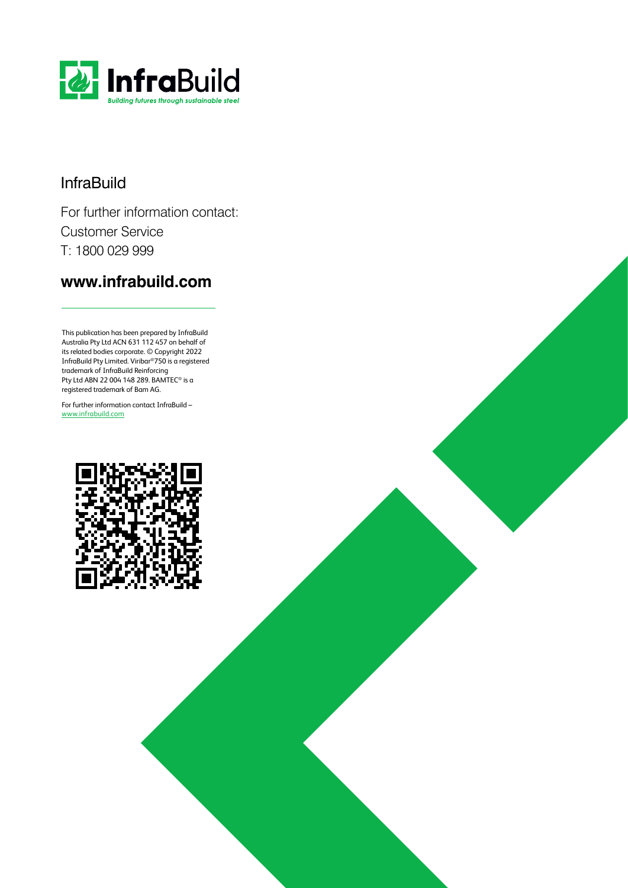InfraBuild

Building futures through sustainable steel

## InfraBuild

For further information contact:
Customer Service
T: 1800 029 999

## www.infrabuild.com

This publication has been prepared by InfraBuild Australia Pty Ltd ACN 631 112 457 on behalf of its related bodies corporate. © Copyright 2022 InfraBuild Pty Limited. Viribar®750 is a registered trademark of InfraBuild Reinforcing Pty Ltd ABN 22 004 148 289. BAMTEC® is a registered trademark of Bam AG.

For further information contact InfraBuild – www.infrabuild.com